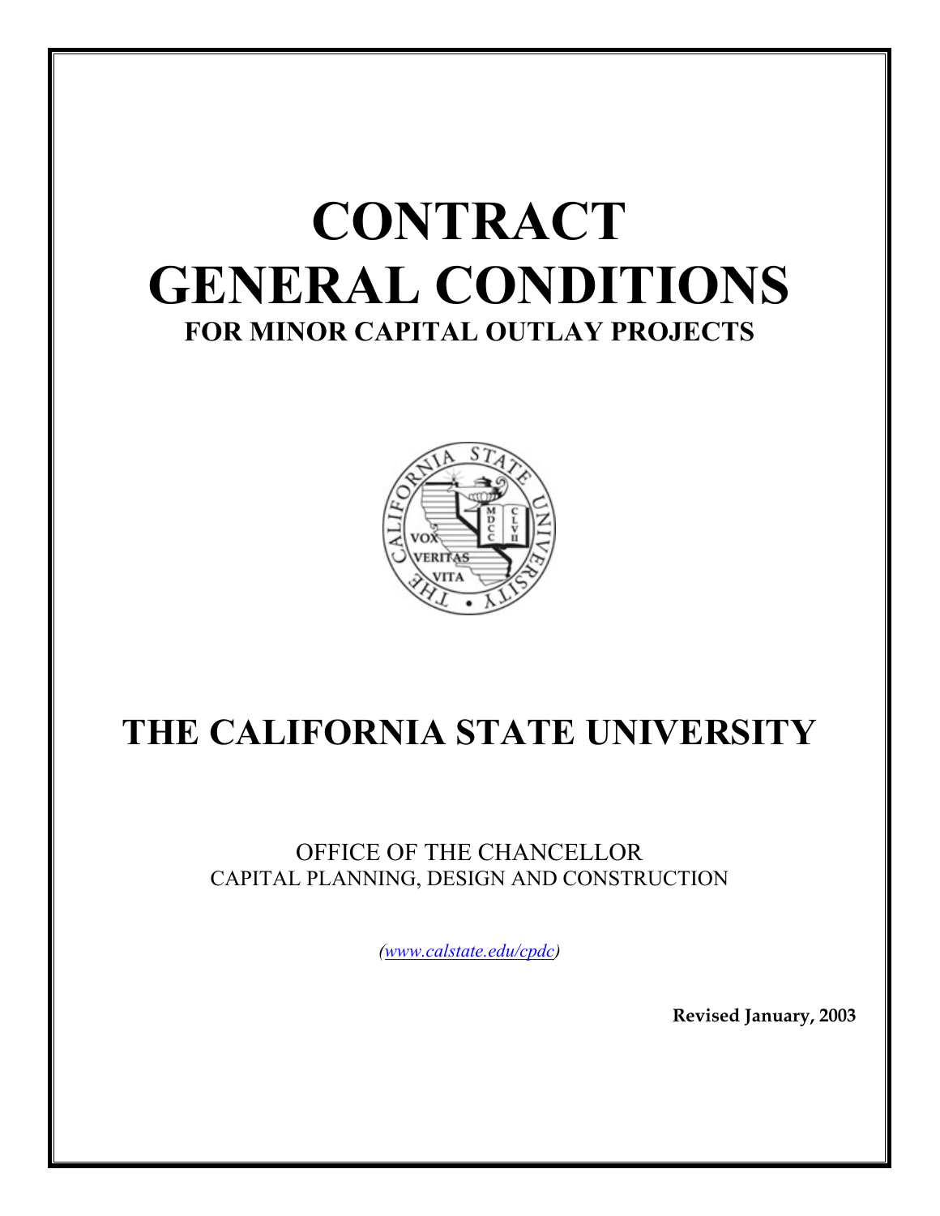# CONTRACT GENERAL CONDITIONS

## FOR MINOR CAPITAL OUTLAY PROJECTS

# THE CALIFORNIA STATE UNIVERSITY

OFFICE OF THE CHANCELLOR
CAPITAL PLANNING, DESIGN AND CONSTRUCTION

*(www.calstate.edu/cpdc)*

**Revised January, 2003**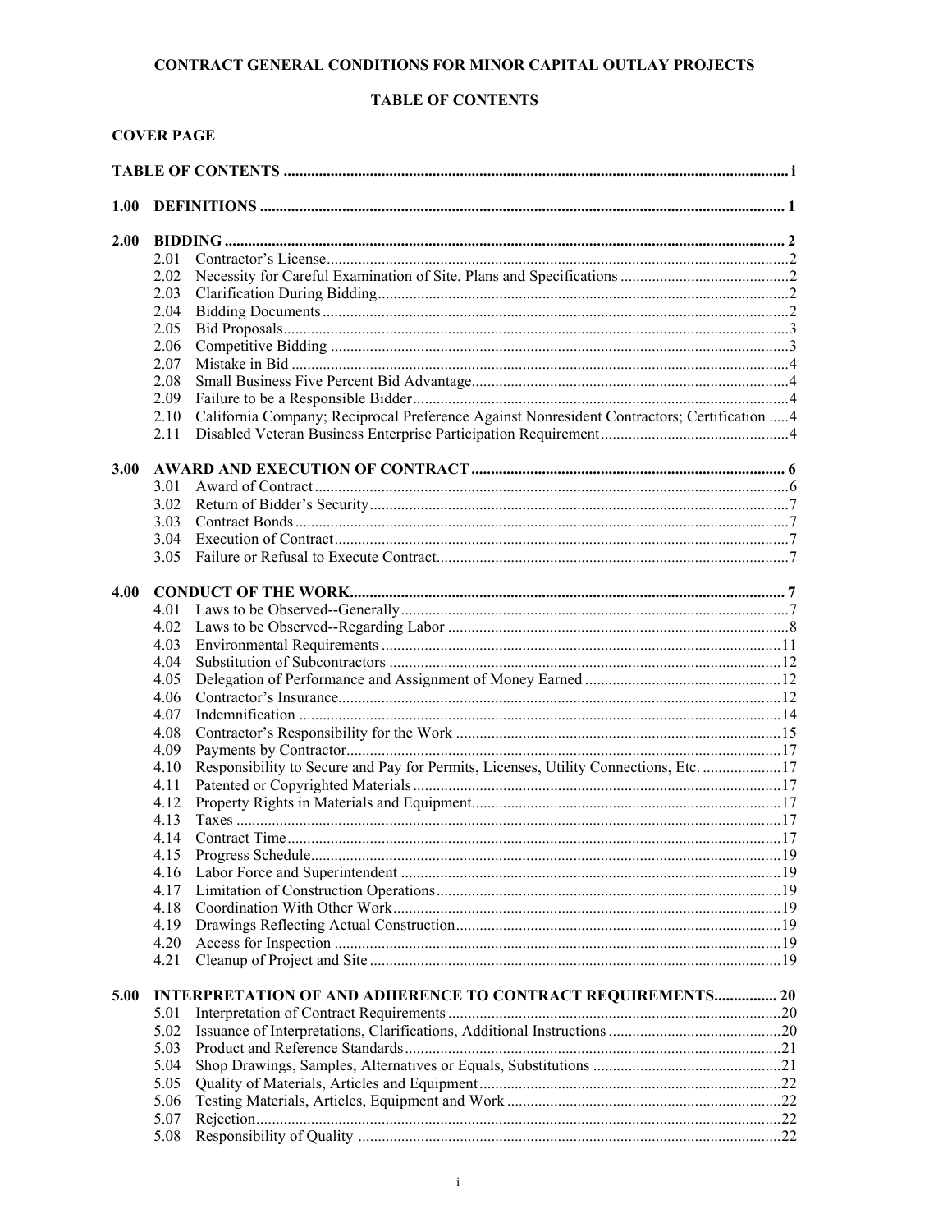# CONTRACT GENERAL CONDITIONS FOR MINOR CAPITAL OUTLAY PROJECTS

## TABLE OF CONTENTS

**COVER PAGE**

**TABLE OF CONTENTS** ..... i

**1.00 DEFINITIONS** ..... 1

**2.00 BIDDING** ..... 2

- 2.01 Contractor's License ..... 2
- 2.02 Necessity for Careful Examination of Site, Plans and Specifications ..... 2
- 2.03 Clarification During Bidding ..... 2
- 2.04 Bidding Documents ..... 2
- 2.05 Bid Proposals ..... 3
- 2.06 Competitive Bidding ..... 3
- 2.07 Mistake in Bid ..... 4
- 2.08 Small Business Five Percent Bid Advantage ..... 4
- 2.09 Failure to be a Responsible Bidder ..... 4
- 2.10 California Company; Reciprocal Preference Against Nonresident Contractors; Certification ..... 4
- 2.11 Disabled Veteran Business Enterprise Participation Requirement ..... 4

**3.00 AWARD AND EXECUTION OF CONTRACT** ..... 6

- 3.01 Award of Contract ..... 6
- 3.02 Return of Bidder's Security ..... 7
- 3.03 Contract Bonds ..... 7
- 3.04 Execution of Contract ..... 7
- 3.05 Failure or Refusal to Execute Contract ..... 7

**4.00 CONDUCT OF THE WORK** ..... 7

- 4.01 Laws to be Observed--Generally ..... 7
- 4.02 Laws to be Observed--Regarding Labor ..... 8
- 4.03 Environmental Requirements ..... 11
- 4.04 Substitution of Subcontractors ..... 12
- 4.05 Delegation of Performance and Assignment of Money Earned ..... 12
- 4.06 Contractor's Insurance ..... 12
- 4.07 Indemnification ..... 14
- 4.08 Contractor's Responsibility for the Work ..... 15
- 4.09 Payments by Contractor ..... 17
- 4.10 Responsibility to Secure and Pay for Permits, Licenses, Utility Connections, Etc. ..... 17
- 4.11 Patented or Copyrighted Materials ..... 17
- 4.12 Property Rights in Materials and Equipment ..... 17
- 4.13 Taxes ..... 17
- 4.14 Contract Time ..... 17
- 4.15 Progress Schedule ..... 19
- 4.16 Labor Force and Superintendent ..... 19
- 4.17 Limitation of Construction Operations ..... 19
- 4.18 Coordination With Other Work ..... 19
- 4.19 Drawings Reflecting Actual Construction ..... 19
- 4.20 Access for Inspection ..... 19
- 4.21 Cleanup of Project and Site ..... 19

**5.00 INTERPRETATION OF AND ADHERENCE TO CONTRACT REQUIREMENTS** ..... 20

- 5.01 Interpretation of Contract Requirements ..... 20
- 5.02 Issuance of Interpretations, Clarifications, Additional Instructions ..... 20
- 5.03 Product and Reference Standards ..... 21
- 5.04 Shop Drawings, Samples, Alternatives or Equals, Substitutions ..... 21
- 5.05 Quality of Materials, Articles and Equipment ..... 22
- 5.06 Testing Materials, Articles, Equipment and Work ..... 22
- 5.07 Rejection ..... 22
- 5.08 Responsibility of Quality ..... 22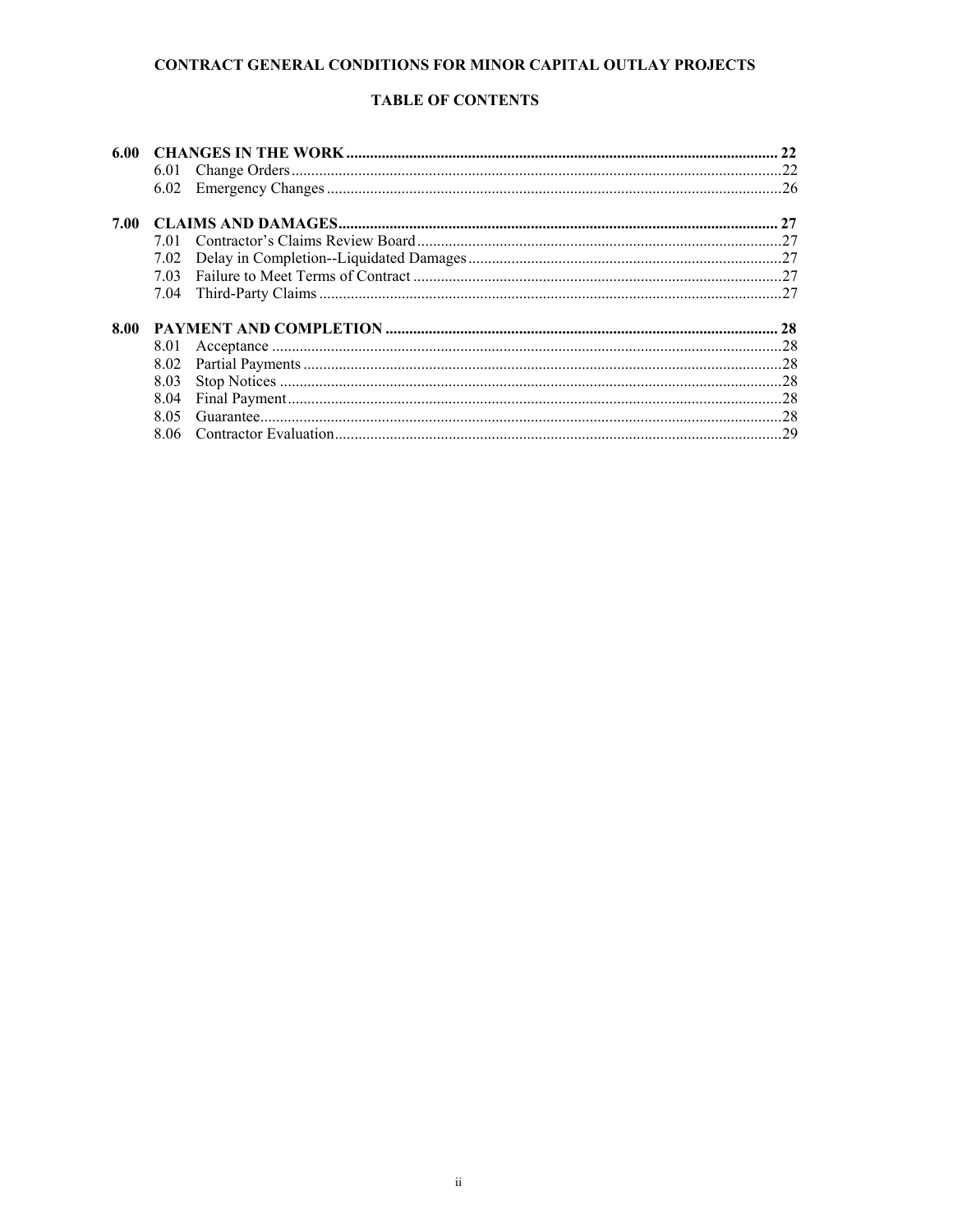# CONTRACT GENERAL CONDITIONS FOR MINOR CAPITAL OUTLAY PROJECTS

## TABLE OF CONTENTS

**6.00 CHANGES IN THE WORK** .......... 22

- 6.01 Change Orders .......... 22
- 6.02 Emergency Changes .......... 26

**7.00 CLAIMS AND DAMAGES** .......... 27

- 7.01 Contractor's Claims Review Board .......... 27
- 7.02 Delay in Completion--Liquidated Damages .......... 27
- 7.03 Failure to Meet Terms of Contract .......... 27
- 7.04 Third-Party Claims .......... 27

**8.00 PAYMENT AND COMPLETION** .......... 28

- 8.01 Acceptance .......... 28
- 8.02 Partial Payments .......... 28
- 8.03 Stop Notices .......... 28
- 8.04 Final Payment .......... 28
- 8.05 Guarantee .......... 28
- 8.06 Contractor Evaluation .......... 29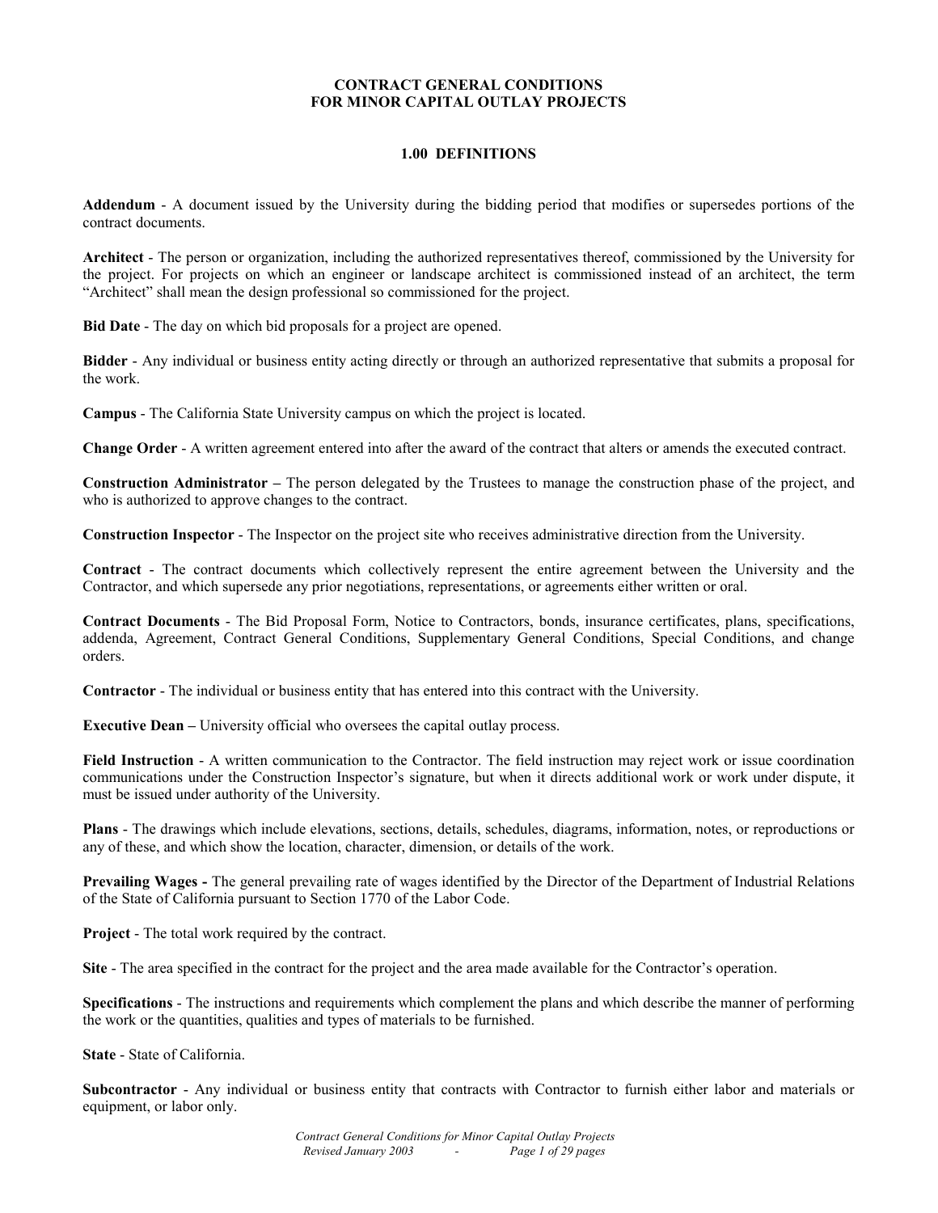# CONTRACT GENERAL CONDITIONS FOR MINOR CAPITAL OUTLAY PROJECTS

## 1.00 DEFINITIONS

**Addendum** - A document issued by the University during the bidding period that modifies or supersedes portions of the contract documents.

**Architect** - The person or organization, including the authorized representatives thereof, commissioned by the University for the project. For projects on which an engineer or landscape architect is commissioned instead of an architect, the term "Architect" shall mean the design professional so commissioned for the project.

**Bid Date** - The day on which bid proposals for a project are opened.

**Bidder** - Any individual or business entity acting directly or through an authorized representative that submits a proposal for the work.

**Campus** - The California State University campus on which the project is located.

**Change Order** - A written agreement entered into after the award of the contract that alters or amends the executed contract.

**Construction Administrator –** The person delegated by the Trustees to manage the construction phase of the project, and who is authorized to approve changes to the contract.

**Construction Inspector** - The Inspector on the project site who receives administrative direction from the University.

**Contract** - The contract documents which collectively represent the entire agreement between the University and the Contractor, and which supersede any prior negotiations, representations, or agreements either written or oral.

**Contract Documents** - The Bid Proposal Form, Notice to Contractors, bonds, insurance certificates, plans, specifications, addenda, Agreement, Contract General Conditions, Supplementary General Conditions, Special Conditions, and change orders.

**Contractor** - The individual or business entity that has entered into this contract with the University.

**Executive Dean –** University official who oversees the capital outlay process.

**Field Instruction** - A written communication to the Contractor. The field instruction may reject work or issue coordination communications under the Construction Inspector's signature, but when it directs additional work or work under dispute, it must be issued under authority of the University.

**Plans** - The drawings which include elevations, sections, details, schedules, diagrams, information, notes, or reproductions or any of these, and which show the location, character, dimension, or details of the work.

**Prevailing Wages -** The general prevailing rate of wages identified by the Director of the Department of Industrial Relations of the State of California pursuant to Section 1770 of the Labor Code.

**Project** - The total work required by the contract.

**Site** - The area specified in the contract for the project and the area made available for the Contractor's operation.

**Specifications** - The instructions and requirements which complement the plans and which describe the manner of performing the work or the quantities, qualities and types of materials to be furnished.

**State** - State of California.

**Subcontractor** - Any individual or business entity that contracts with Contractor to furnish either labor and materials or equipment, or labor only.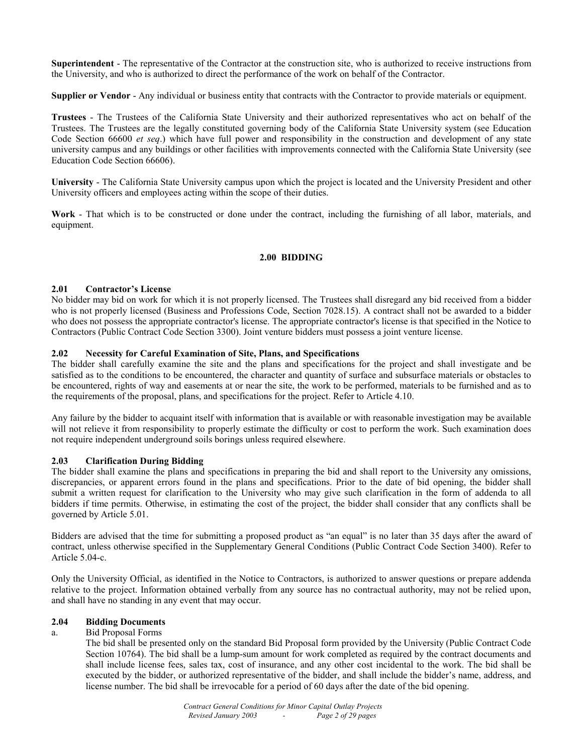**Superintendent** - The representative of the Contractor at the construction site, who is authorized to receive instructions from the University, and who is authorized to direct the performance of the work on behalf of the Contractor.

**Supplier or Vendor** - Any individual or business entity that contracts with the Contractor to provide materials or equipment.

**Trustees** - The Trustees of the California State University and their authorized representatives who act on behalf of the Trustees. The Trustees are the legally constituted governing body of the California State University system (see Education Code Section 66600 *et seq*.) which have full power and responsibility in the construction and development of any state university campus and any buildings or other facilities with improvements connected with the California State University (see Education Code Section 66606).

**University** - The California State University campus upon which the project is located and the University President and other University officers and employees acting within the scope of their duties.

**Work** - That which is to be constructed or done under the contract, including the furnishing of all labor, materials, and equipment.

## 2.00 BIDDING

### 2.01 Contractor's License

No bidder may bid on work for which it is not properly licensed. The Trustees shall disregard any bid received from a bidder who is not properly licensed (Business and Professions Code, Section 7028.15). A contract shall not be awarded to a bidder who does not possess the appropriate contractor's license. The appropriate contractor's license is that specified in the Notice to Contractors (Public Contract Code Section 3300). Joint venture bidders must possess a joint venture license.

### 2.02 Necessity for Careful Examination of Site, Plans, and Specifications

The bidder shall carefully examine the site and the plans and specifications for the project and shall investigate and be satisfied as to the conditions to be encountered, the character and quantity of surface and subsurface materials or obstacles to be encountered, rights of way and easements at or near the site, the work to be performed, materials to be furnished and as to the requirements of the proposal, plans, and specifications for the project. Refer to Article 4.10.

Any failure by the bidder to acquaint itself with information that is available or with reasonable investigation may be available will not relieve it from responsibility to properly estimate the difficulty or cost to perform the work. Such examination does not require independent underground soils borings unless required elsewhere.

### 2.03 Clarification During Bidding

The bidder shall examine the plans and specifications in preparing the bid and shall report to the University any omissions, discrepancies, or apparent errors found in the plans and specifications. Prior to the date of bid opening, the bidder shall submit a written request for clarification to the University who may give such clarification in the form of addenda to all bidders if time permits. Otherwise, in estimating the cost of the project, the bidder shall consider that any conflicts shall be governed by Article 5.01.

Bidders are advised that the time for submitting a proposed product as "an equal" is no later than 35 days after the award of contract, unless otherwise specified in the Supplementary General Conditions (Public Contract Code Section 3400). Refer to Article 5.04-c.

Only the University Official, as identified in the Notice to Contractors, is authorized to answer questions or prepare addenda relative to the project. Information obtained verbally from any source has no contractual authority, may not be relied upon, and shall have no standing in any event that may occur.

### 2.04 Bidding Documents

a. Bid Proposal Forms

The bid shall be presented only on the standard Bid Proposal form provided by the University (Public Contract Code Section 10764). The bid shall be a lump-sum amount for work completed as required by the contract documents and shall include license fees, sales tax, cost of insurance, and any other cost incidental to the work. The bid shall be executed by the bidder, or authorized representative of the bidder, and shall include the bidder's name, address, and license number. The bid shall be irrevocable for a period of 60 days after the date of the bid opening.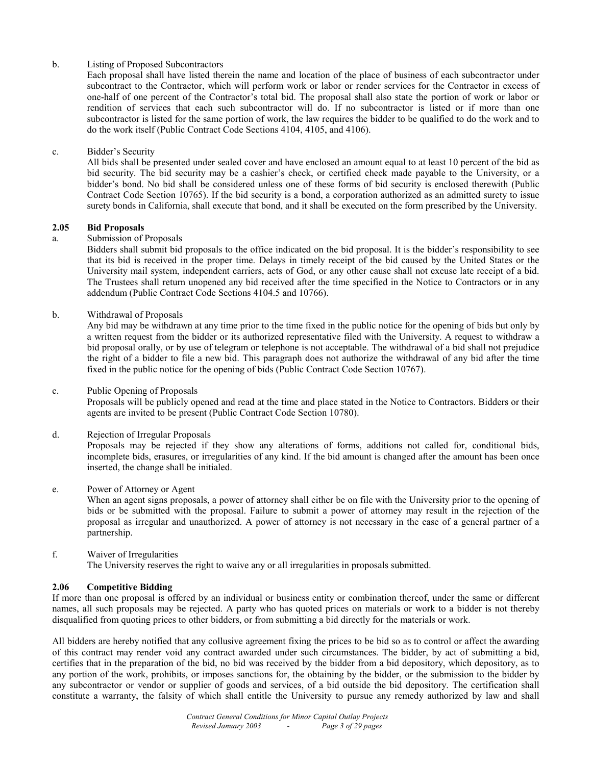b. Listing of Proposed Subcontractors

Each proposal shall have listed therein the name and location of the place of business of each subcontractor under subcontract to the Contractor, which will perform work or labor or render services for the Contractor in excess of one-half of one percent of the Contractor's total bid. The proposal shall also state the portion of work or labor or rendition of services that each such subcontractor will do. If no subcontractor is listed or if more than one subcontractor is listed for the same portion of work, the law requires the bidder to be qualified to do the work and to do the work itself (Public Contract Code Sections 4104, 4105, and 4106).

c. Bidder's Security

All bids shall be presented under sealed cover and have enclosed an amount equal to at least 10 percent of the bid as bid security. The bid security may be a cashier's check, or certified check made payable to the University, or a bidder's bond. No bid shall be considered unless one of these forms of bid security is enclosed therewith (Public Contract Code Section 10765). If the bid security is a bond, a corporation authorized as an admitted surety to issue surety bonds in California, shall execute that bond, and it shall be executed on the form prescribed by the University.

**2.05 Bid Proposals**

a. Submission of Proposals

Bidders shall submit bid proposals to the office indicated on the bid proposal. It is the bidder's responsibility to see that its bid is received in the proper time. Delays in timely receipt of the bid caused by the United States or the University mail system, independent carriers, acts of God, or any other cause shall not excuse late receipt of a bid. The Trustees shall return unopened any bid received after the time specified in the Notice to Contractors or in any addendum (Public Contract Code Sections 4104.5 and 10766).

b. Withdrawal of Proposals

Any bid may be withdrawn at any time prior to the time fixed in the public notice for the opening of bids but only by a written request from the bidder or its authorized representative filed with the University. A request to withdraw a bid proposal orally, or by use of telegram or telephone is not acceptable. The withdrawal of a bid shall not prejudice the right of a bidder to file a new bid. This paragraph does not authorize the withdrawal of any bid after the time fixed in the public notice for the opening of bids (Public Contract Code Section 10767).

c. Public Opening of Proposals

Proposals will be publicly opened and read at the time and place stated in the Notice to Contractors. Bidders or their agents are invited to be present (Public Contract Code Section 10780).

d. Rejection of Irregular Proposals

Proposals may be rejected if they show any alterations of forms, additions not called for, conditional bids, incomplete bids, erasures, or irregularities of any kind. If the bid amount is changed after the amount has been once inserted, the change shall be initialed.

e. Power of Attorney or Agent

When an agent signs proposals, a power of attorney shall either be on file with the University prior to the opening of bids or be submitted with the proposal. Failure to submit a power of attorney may result in the rejection of the proposal as irregular and unauthorized. A power of attorney is not necessary in the case of a general partner of a partnership.

f. Waiver of Irregularities

The University reserves the right to waive any or all irregularities in proposals submitted.

**2.06 Competitive Bidding**

If more than one proposal is offered by an individual or business entity or combination thereof, under the same or different names, all such proposals may be rejected. A party who has quoted prices on materials or work to a bidder is not thereby disqualified from quoting prices to other bidders, or from submitting a bid directly for the materials or work.

All bidders are hereby notified that any collusive agreement fixing the prices to be bid so as to control or affect the awarding of this contract may render void any contract awarded under such circumstances. The bidder, by act of submitting a bid, certifies that in the preparation of the bid, no bid was received by the bidder from a bid depository, which depository, as to any portion of the work, prohibits, or imposes sanctions for, the obtaining by the bidder, or the submission to the bidder by any subcontractor or vendor or supplier of goods and services, of a bid outside the bid depository. The certification shall constitute a warranty, the falsity of which shall entitle the University to pursue any remedy authorized by law and shall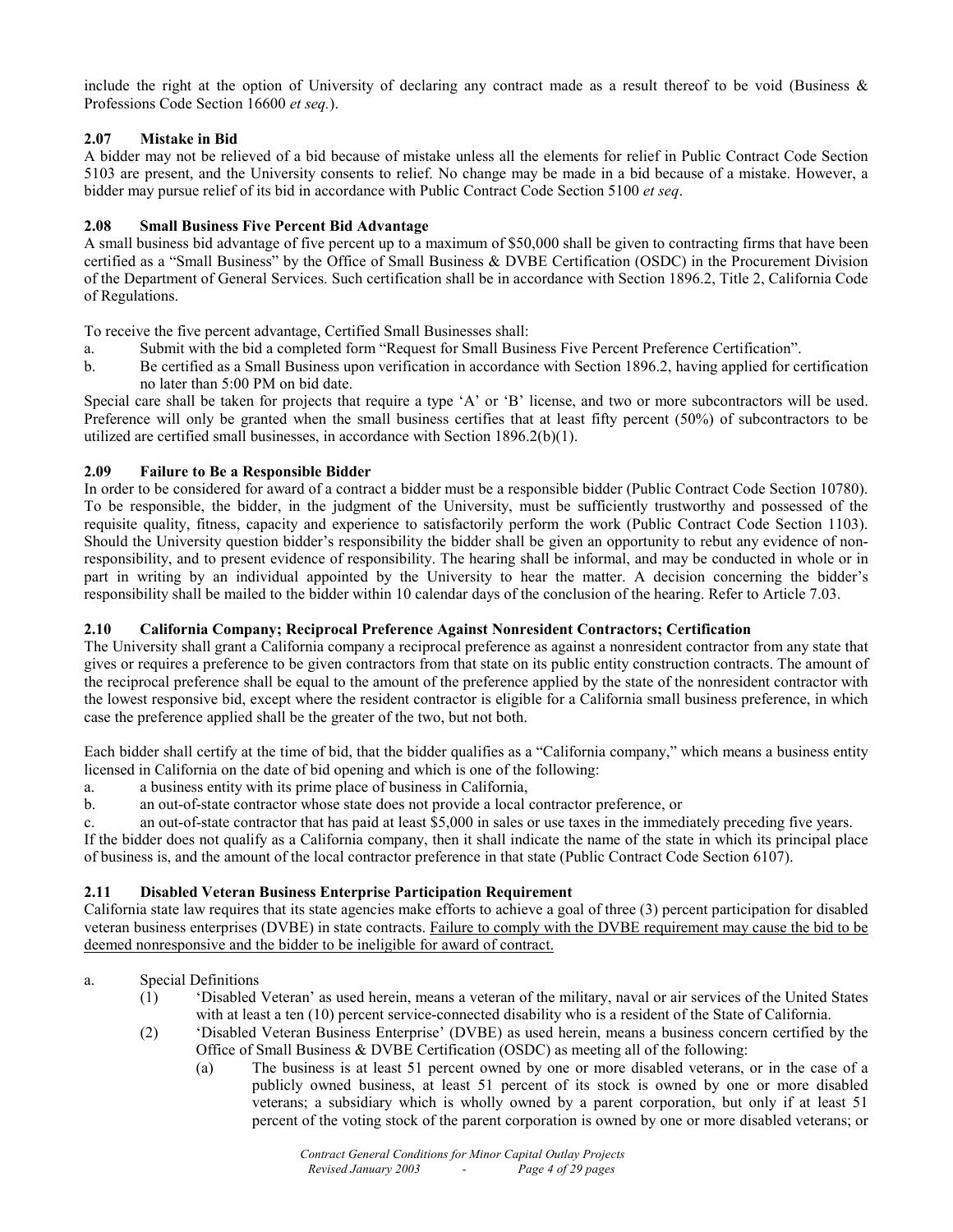include the right at the option of University of declaring any contract made as a result thereof to be void (Business & Professions Code Section 16600 *et seq.*).

### 2.07 Mistake in Bid

A bidder may not be relieved of a bid because of mistake unless all the elements for relief in Public Contract Code Section 5103 are present, and the University consents to relief. No change may be made in a bid because of a mistake. However, a bidder may pursue relief of its bid in accordance with Public Contract Code Section 5100 *et seq*.

### 2.08 Small Business Five Percent Bid Advantage

A small business bid advantage of five percent up to a maximum of $50,000 shall be given to contracting firms that have been certified as a "Small Business" by the Office of Small Business & DVBE Certification (OSDC) in the Procurement Division of the Department of General Services. Such certification shall be in accordance with Section 1896.2, Title 2, California Code of Regulations.

To receive the five percent advantage, Certified Small Businesses shall:

a. Submit with the bid a completed form "Request for Small Business Five Percent Preference Certification".
b. Be certified as a Small Business upon verification in accordance with Section 1896.2, having applied for certification no later than 5:00 PM on bid date.

Special care shall be taken for projects that require a type 'A' or 'B' license, and two or more subcontractors will be used. Preference will only be granted when the small business certifies that at least fifty percent (50%) of subcontractors to be utilized are certified small businesses, in accordance with Section 1896.2(b)(1).

### 2.09 Failure to Be a Responsible Bidder

In order to be considered for award of a contract a bidder must be a responsible bidder (Public Contract Code Section 10780). To be responsible, the bidder, in the judgment of the University, must be sufficiently trustworthy and possessed of the requisite quality, fitness, capacity and experience to satisfactorily perform the work (Public Contract Code Section 1103). Should the University question bidder's responsibility the bidder shall be given an opportunity to rebut any evidence of non-responsibility, and to present evidence of responsibility. The hearing shall be informal, and may be conducted in whole or in part in writing by an individual appointed by the University to hear the matter. A decision concerning the bidder's responsibility shall be mailed to the bidder within 10 calendar days of the conclusion of the hearing. Refer to Article 7.03.

### 2.10 California Company; Reciprocal Preference Against Nonresident Contractors; Certification

The University shall grant a California company a reciprocal preference as against a nonresident contractor from any state that gives or requires a preference to be given contractors from that state on its public entity construction contracts. The amount of the reciprocal preference shall be equal to the amount of the preference applied by the state of the nonresident contractor with the lowest responsive bid, except where the resident contractor is eligible for a California small business preference, in which case the preference applied shall be the greater of the two, but not both.

Each bidder shall certify at the time of bid, that the bidder qualifies as a "California company," which means a business entity licensed in California on the date of bid opening and which is one of the following:

a. a business entity with its prime place of business in California,
b. an out-of-state contractor whose state does not provide a local contractor preference, or
c. an out-of-state contractor that has paid at least $5,000 in sales or use taxes in the immediately preceding five years.

If the bidder does not qualify as a California company, then it shall indicate the name of the state in which its principal place of business is, and the amount of the local contractor preference in that state (Public Contract Code Section 6107).

### 2.11 Disabled Veteran Business Enterprise Participation Requirement

California state law requires that its state agencies make efforts to achieve a goal of three (3) percent participation for disabled veteran business enterprises (DVBE) in state contracts. <u>Failure to comply with the DVBE requirement may cause the bid to be deemed nonresponsive and the bidder to be ineligible for award of contract.</u>

a. Special Definitions
   (1) 'Disabled Veteran' as used herein, means a veteran of the military, naval or air services of the United States with at least a ten (10) percent service-connected disability who is a resident of the State of California.
   (2) 'Disabled Veteran Business Enterprise' (DVBE) as used herein, means a business concern certified by the Office of Small Business & DVBE Certification (OSDC) as meeting all of the following:
      (a) The business is at least 51 percent owned by one or more disabled veterans, or in the case of a publicly owned business, at least 51 percent of its stock is owned by one or more disabled veterans; a subsidiary which is wholly owned by a parent corporation, but only if at least 51 percent of the voting stock of the parent corporation is owned by one or more disabled veterans; or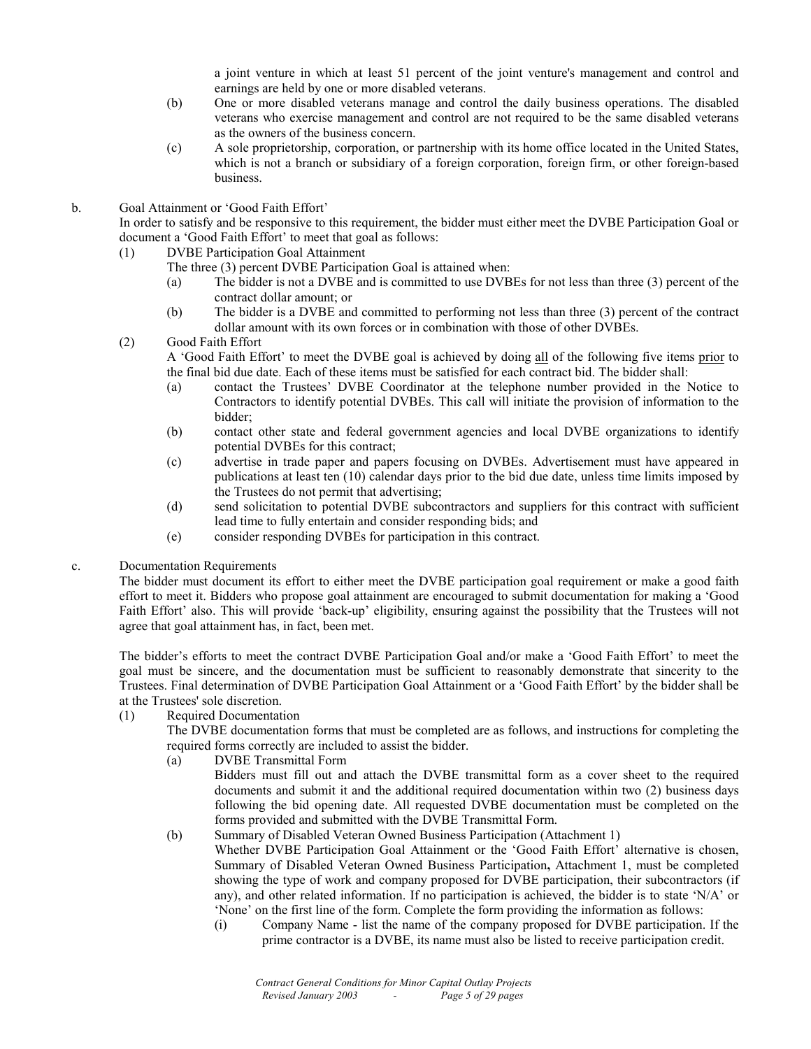a joint venture in which at least 51 percent of the joint venture's management and control and earnings are held by one or more disabled veterans.

(b) One or more disabled veterans manage and control the daily business operations. The disabled veterans who exercise management and control are not required to be the same disabled veterans as the owners of the business concern.

(c) A sole proprietorship, corporation, or partnership with its home office located in the United States, which is not a branch or subsidiary of a foreign corporation, foreign firm, or other foreign-based business.

b. Goal Attainment or 'Good Faith Effort'

In order to satisfy and be responsive to this requirement, the bidder must either meet the DVBE Participation Goal or document a 'Good Faith Effort' to meet that goal as follows:

(1) DVBE Participation Goal Attainment

The three (3) percent DVBE Participation Goal is attained when:

(a) The bidder is not a DVBE and is committed to use DVBEs for not less than three (3) percent of the contract dollar amount; or

(b) The bidder is a DVBE and committed to performing not less than three (3) percent of the contract dollar amount with its own forces or in combination with those of other DVBEs.

(2) Good Faith Effort

A 'Good Faith Effort' to meet the DVBE goal is achieved by doing all of the following five items prior to the final bid due date. Each of these items must be satisfied for each contract bid. The bidder shall:

(a) contact the Trustees' DVBE Coordinator at the telephone number provided in the Notice to Contractors to identify potential DVBEs. This call will initiate the provision of information to the bidder;

(b) contact other state and federal government agencies and local DVBE organizations to identify potential DVBEs for this contract;

(c) advertise in trade paper and papers focusing on DVBEs. Advertisement must have appeared in publications at least ten (10) calendar days prior to the bid due date, unless time limits imposed by the Trustees do not permit that advertising;

(d) send solicitation to potential DVBE subcontractors and suppliers for this contract with sufficient lead time to fully entertain and consider responding bids; and

(e) consider responding DVBEs for participation in this contract.

c. Documentation Requirements

The bidder must document its effort to either meet the DVBE participation goal requirement or make a good faith effort to meet it. Bidders who propose goal attainment are encouraged to submit documentation for making a 'Good Faith Effort' also. This will provide 'back-up' eligibility, ensuring against the possibility that the Trustees will not agree that goal attainment has, in fact, been met.

The bidder's efforts to meet the contract DVBE Participation Goal and/or make a 'Good Faith Effort' to meet the goal must be sincere, and the documentation must be sufficient to reasonably demonstrate that sincerity to the Trustees. Final determination of DVBE Participation Goal Attainment or a 'Good Faith Effort' by the bidder shall be at the Trustees' sole discretion.

(1) Required Documentation

The DVBE documentation forms that must be completed are as follows, and instructions for completing the required forms correctly are included to assist the bidder.

(a) DVBE Transmittal Form

Bidders must fill out and attach the DVBE transmittal form as a cover sheet to the required documents and submit it and the additional required documentation within two (2) business days following the bid opening date. All requested DVBE documentation must be completed on the forms provided and submitted with the DVBE Transmittal Form.

(b) Summary of Disabled Veteran Owned Business Participation (Attachment 1)

Whether DVBE Participation Goal Attainment or the 'Good Faith Effort' alternative is chosen, Summary of Disabled Veteran Owned Business Participation**,** Attachment 1, must be completed showing the type of work and company proposed for DVBE participation, their subcontractors (if any), and other related information. If no participation is achieved, the bidder is to state 'N/A' or 'None' on the first line of the form. Complete the form providing the information as follows:

(i) Company Name - list the name of the company proposed for DVBE participation. If the prime contractor is a DVBE, its name must also be listed to receive participation credit.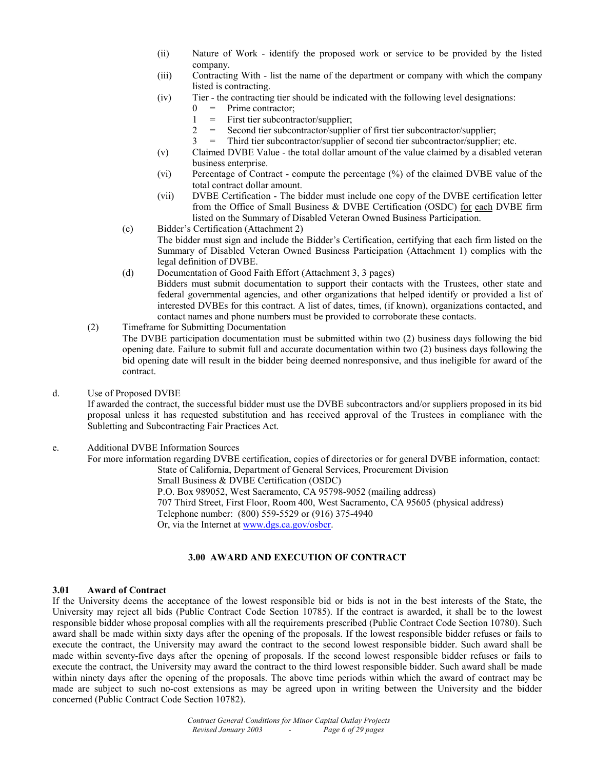(ii) Nature of Work - identify the proposed work or service to be provided by the listed company.

(iii) Contracting With - list the name of the department or company with which the company listed is contracting.

(iv) Tier - the contracting tier should be indicated with the following level designations:

- 0 = Prime contractor;
- 1 = First tier subcontractor/supplier;
- 2 = Second tier subcontractor/supplier of first tier subcontractor/supplier;
- 3 = Third tier subcontractor/supplier of second tier subcontractor/supplier; etc.

(v) Claimed DVBE Value - the total dollar amount of the value claimed by a disabled veteran business enterprise.

(vi) Percentage of Contract - compute the percentage (%) of the claimed DVBE value of the total contract dollar amount.

(vii) DVBE Certification - The bidder must include one copy of the DVBE certification letter from the Office of Small Business & DVBE Certification (OSDC) for each DVBE firm listed on the Summary of Disabled Veteran Owned Business Participation.

(c) Bidder's Certification (Attachment 2)
The bidder must sign and include the Bidder's Certification, certifying that each firm listed on the Summary of Disabled Veteran Owned Business Participation (Attachment 1) complies with the legal definition of DVBE.

(d) Documentation of Good Faith Effort (Attachment 3, 3 pages)
Bidders must submit documentation to support their contacts with the Trustees, other state and federal governmental agencies, and other organizations that helped identify or provided a list of interested DVBEs for this contract. A list of dates, times, (if known), organizations contacted, and contact names and phone numbers must be provided to corroborate these contacts.

(2) Timeframe for Submitting Documentation
The DVBE participation documentation must be submitted within two (2) business days following the bid opening date. Failure to submit full and accurate documentation within two (2) business days following the bid opening date will result in the bidder being deemed nonresponsive, and thus ineligible for award of the contract.

d. Use of Proposed DVBE
If awarded the contract, the successful bidder must use the DVBE subcontractors and/or suppliers proposed in its bid proposal unless it has requested substitution and has received approval of the Trustees in compliance with the Subletting and Subcontracting Fair Practices Act.

e. Additional DVBE Information Sources
For more information regarding DVBE certification, copies of directories or for general DVBE information, contact:

State of California, Department of General Services, Procurement Division
Small Business & DVBE Certification (OSDC)
P.O. Box 989052, West Sacramento, CA 95798-9052 (mailing address)
707 Third Street, First Floor, Room 400, West Sacramento, CA 95605 (physical address)
Telephone number: (800) 559-5529 or (916) 375-4940
Or, via the Internet at www.dgs.ca.gov/osbcr.

## 3.00 AWARD AND EXECUTION OF CONTRACT

### 3.01 Award of Contract

If the University deems the acceptance of the lowest responsible bid or bids is not in the best interests of the State, the University may reject all bids (Public Contract Code Section 10785). If the contract is awarded, it shall be to the lowest responsible bidder whose proposal complies with all the requirements prescribed (Public Contract Code Section 10780). Such award shall be made within sixty days after the opening of the proposals. If the lowest responsible bidder refuses or fails to execute the contract, the University may award the contract to the second lowest responsible bidder. Such award shall be made within seventy-five days after the opening of proposals. If the second lowest responsible bidder refuses or fails to execute the contract, the University may award the contract to the third lowest responsible bidder. Such award shall be made within ninety days after the opening of the proposals. The above time periods within which the award of contract may be made are subject to such no-cost extensions as may be agreed upon in writing between the University and the bidder concerned (Public Contract Code Section 10782).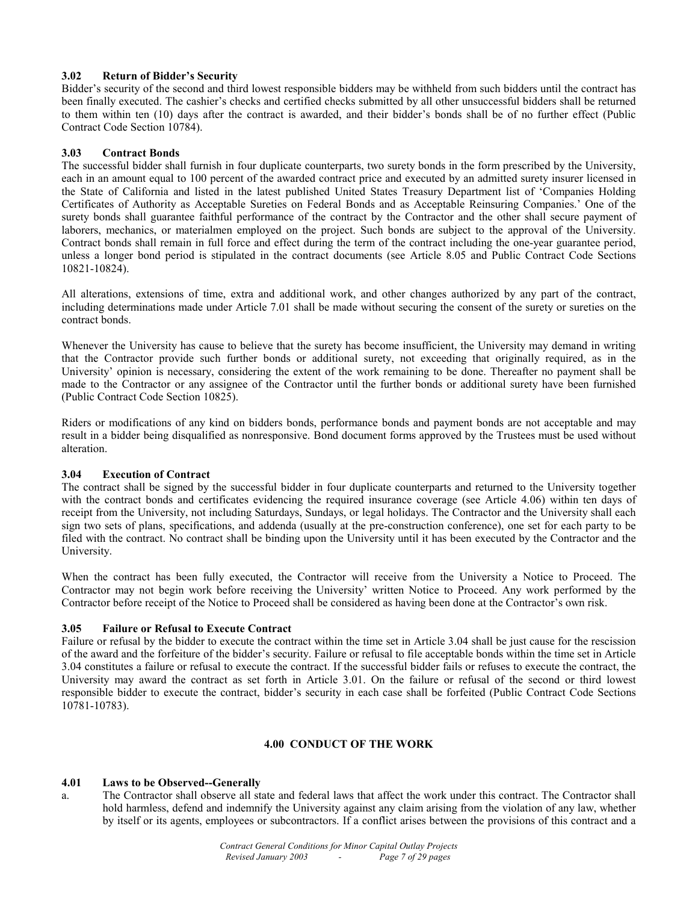### 3.02 Return of Bidder's Security

Bidder's security of the second and third lowest responsible bidders may be withheld from such bidders until the contract has been finally executed. The cashier's checks and certified checks submitted by all other unsuccessful bidders shall be returned to them within ten (10) days after the contract is awarded, and their bidder's bonds shall be of no further effect (Public Contract Code Section 10784).

### 3.03 Contract Bonds

The successful bidder shall furnish in four duplicate counterparts, two surety bonds in the form prescribed by the University, each in an amount equal to 100 percent of the awarded contract price and executed by an admitted surety insurer licensed in the State of California and listed in the latest published United States Treasury Department list of 'Companies Holding Certificates of Authority as Acceptable Sureties on Federal Bonds and as Acceptable Reinsuring Companies.' One of the surety bonds shall guarantee faithful performance of the contract by the Contractor and the other shall secure payment of laborers, mechanics, or materialmen employed on the project. Such bonds are subject to the approval of the University. Contract bonds shall remain in full force and effect during the term of the contract including the one-year guarantee period, unless a longer bond period is stipulated in the contract documents (see Article 8.05 and Public Contract Code Sections 10821-10824).

All alterations, extensions of time, extra and additional work, and other changes authorized by any part of the contract, including determinations made under Article 7.01 shall be made without securing the consent of the surety or sureties on the contract bonds.

Whenever the University has cause to believe that the surety has become insufficient, the University may demand in writing that the Contractor provide such further bonds or additional surety, not exceeding that originally required, as in the University' opinion is necessary, considering the extent of the work remaining to be done. Thereafter no payment shall be made to the Contractor or any assignee of the Contractor until the further bonds or additional surety have been furnished (Public Contract Code Section 10825).

Riders or modifications of any kind on bidders bonds, performance bonds and payment bonds are not acceptable and may result in a bidder being disqualified as nonresponsive. Bond document forms approved by the Trustees must be used without alteration.

### 3.04 Execution of Contract

The contract shall be signed by the successful bidder in four duplicate counterparts and returned to the University together with the contract bonds and certificates evidencing the required insurance coverage (see Article 4.06) within ten days of receipt from the University, not including Saturdays, Sundays, or legal holidays. The Contractor and the University shall each sign two sets of plans, specifications, and addenda (usually at the pre-construction conference), one set for each party to be filed with the contract. No contract shall be binding upon the University until it has been executed by the Contractor and the University.

When the contract has been fully executed, the Contractor will receive from the University a Notice to Proceed. The Contractor may not begin work before receiving the University' written Notice to Proceed. Any work performed by the Contractor before receipt of the Notice to Proceed shall be considered as having been done at the Contractor's own risk.

### 3.05 Failure or Refusal to Execute Contract

Failure or refusal by the bidder to execute the contract within the time set in Article 3.04 shall be just cause for the rescission of the award and the forfeiture of the bidder's security. Failure or refusal to file acceptable bonds within the time set in Article 3.04 constitutes a failure or refusal to execute the contract. If the successful bidder fails or refuses to execute the contract, the University may award the contract as set forth in Article 3.01. On the failure or refusal of the second or third lowest responsible bidder to execute the contract, bidder's security in each case shall be forfeited (Public Contract Code Sections 10781-10783).

## 4.00 CONDUCT OF THE WORK

### 4.01 Laws to be Observed--Generally

a. The Contractor shall observe all state and federal laws that affect the work under this contract. The Contractor shall hold harmless, defend and indemnify the University against any claim arising from the violation of any law, whether by itself or its agents, employees or subcontractors. If a conflict arises between the provisions of this contract and a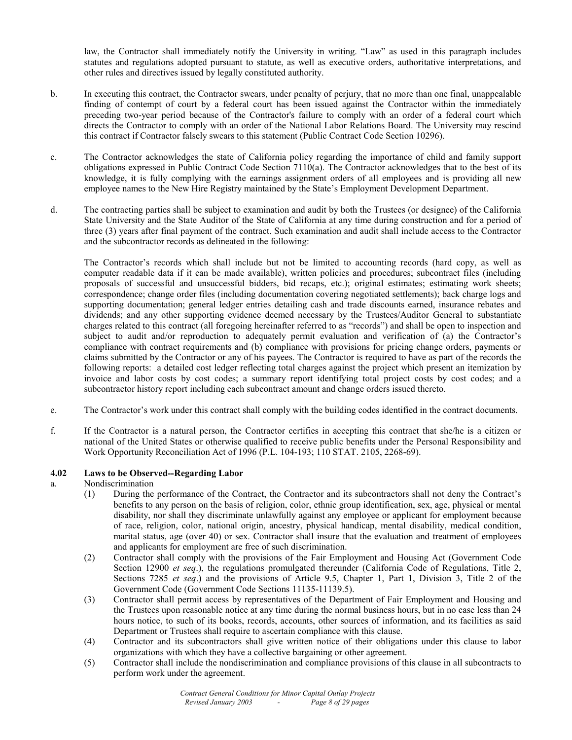law, the Contractor shall immediately notify the University in writing. "Law" as used in this paragraph includes statutes and regulations adopted pursuant to statute, as well as executive orders, authoritative interpretations, and other rules and directives issued by legally constituted authority.

b. In executing this contract, the Contractor swears, under penalty of perjury, that no more than one final, unappealable finding of contempt of court by a federal court has been issued against the Contractor within the immediately preceding two-year period because of the Contractor's failure to comply with an order of a federal court which directs the Contractor to comply with an order of the National Labor Relations Board. The University may rescind this contract if Contractor falsely swears to this statement (Public Contract Code Section 10296).

c. The Contractor acknowledges the state of California policy regarding the importance of child and family support obligations expressed in Public Contract Code Section 7110(a). The Contractor acknowledges that to the best of its knowledge, it is fully complying with the earnings assignment orders of all employees and is providing all new employee names to the New Hire Registry maintained by the State's Employment Development Department.

d. The contracting parties shall be subject to examination and audit by both the Trustees (or designee) of the California State University and the State Auditor of the State of California at any time during construction and for a period of three (3) years after final payment of the contract. Such examination and audit shall include access to the Contractor and the subcontractor records as delineated in the following:

The Contractor's records which shall include but not be limited to accounting records (hard copy, as well as computer readable data if it can be made available), written policies and procedures; subcontract files (including proposals of successful and unsuccessful bidders, bid recaps, etc.); original estimates; estimating work sheets; correspondence; change order files (including documentation covering negotiated settlements); back charge logs and supporting documentation; general ledger entries detailing cash and trade discounts earned, insurance rebates and dividends; and any other supporting evidence deemed necessary by the Trustees/Auditor General to substantiate charges related to this contract (all foregoing hereinafter referred to as "records") and shall be open to inspection and subject to audit and/or reproduction to adequately permit evaluation and verification of (a) the Contractor's compliance with contract requirements and (b) compliance with provisions for pricing change orders, payments or claims submitted by the Contractor or any of his payees. The Contractor is required to have as part of the records the following reports: a detailed cost ledger reflecting total charges against the project which present an itemization by invoice and labor costs by cost codes; a summary report identifying total project costs by cost codes; and a subcontractor history report including each subcontract amount and change orders issued thereto.

e. The Contractor's work under this contract shall comply with the building codes identified in the contract documents.

f. If the Contractor is a natural person, the Contractor certifies in accepting this contract that she/he is a citizen or national of the United States or otherwise qualified to receive public benefits under the Personal Responsibility and Work Opportunity Reconciliation Act of 1996 (P.L. 104-193; 110 STAT. 2105, 2268-69).

### 4.02 Laws to be Observed--Regarding Labor

a. Nondiscrimination

(1) During the performance of the Contract, the Contractor and its subcontractors shall not deny the Contract's benefits to any person on the basis of religion, color, ethnic group identification, sex, age, physical or mental disability, nor shall they discriminate unlawfully against any employee or applicant for employment because of race, religion, color, national origin, ancestry, physical handicap, mental disability, medical condition, marital status, age (over 40) or sex. Contractor shall insure that the evaluation and treatment of employees and applicants for employment are free of such discrimination.

(2) Contractor shall comply with the provisions of the Fair Employment and Housing Act (Government Code Section 12900 *et seq*.), the regulations promulgated thereunder (California Code of Regulations, Title 2, Sections 7285 *et seq*.) and the provisions of Article 9.5, Chapter 1, Part 1, Division 3, Title 2 of the Government Code (Government Code Sections 11135-11139.5).

(3) Contractor shall permit access by representatives of the Department of Fair Employment and Housing and the Trustees upon reasonable notice at any time during the normal business hours, but in no case less than 24 hours notice, to such of its books, records, accounts, other sources of information, and its facilities as said Department or Trustees shall require to ascertain compliance with this clause.

(4) Contractor and its subcontractors shall give written notice of their obligations under this clause to labor organizations with which they have a collective bargaining or other agreement.

(5) Contractor shall include the nondiscrimination and compliance provisions of this clause in all subcontracts to perform work under the agreement.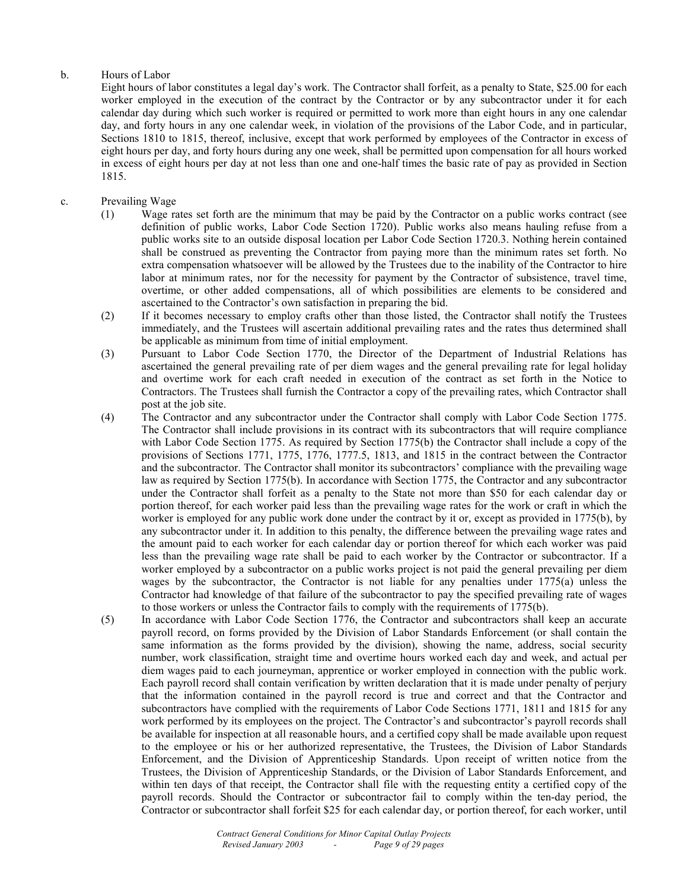b. Hours of Labor

Eight hours of labor constitutes a legal day's work. The Contractor shall forfeit, as a penalty to State, $25.00 for each worker employed in the execution of the contract by the Contractor or by any subcontractor under it for each calendar day during which such worker is required or permitted to work more than eight hours in any one calendar day, and forty hours in any one calendar week, in violation of the provisions of the Labor Code, and in particular, Sections 1810 to 1815, thereof, inclusive, except that work performed by employees of the Contractor in excess of eight hours per day, and forty hours during any one week, shall be permitted upon compensation for all hours worked in excess of eight hours per day at not less than one and one-half times the basic rate of pay as provided in Section 1815.

c. Prevailing Wage

(1) Wage rates set forth are the minimum that may be paid by the Contractor on a public works contract (see definition of public works, Labor Code Section 1720). Public works also means hauling refuse from a public works site to an outside disposal location per Labor Code Section 1720.3. Nothing herein contained shall be construed as preventing the Contractor from paying more than the minimum rates set forth. No extra compensation whatsoever will be allowed by the Trustees due to the inability of the Contractor to hire labor at minimum rates, nor for the necessity for payment by the Contractor of subsistence, travel time, overtime, or other added compensations, all of which possibilities are elements to be considered and ascertained to the Contractor's own satisfaction in preparing the bid.

(2) If it becomes necessary to employ crafts other than those listed, the Contractor shall notify the Trustees immediately, and the Trustees will ascertain additional prevailing rates and the rates thus determined shall be applicable as minimum from time of initial employment.

(3) Pursuant to Labor Code Section 1770, the Director of the Department of Industrial Relations has ascertained the general prevailing rate of per diem wages and the general prevailing rate for legal holiday and overtime work for each craft needed in execution of the contract as set forth in the Notice to Contractors. The Trustees shall furnish the Contractor a copy of the prevailing rates, which Contractor shall post at the job site.

(4) The Contractor and any subcontractor under the Contractor shall comply with Labor Code Section 1775. The Contractor shall include provisions in its contract with its subcontractors that will require compliance with Labor Code Section 1775. As required by Section 1775(b) the Contractor shall include a copy of the provisions of Sections 1771, 1775, 1776, 1777.5, 1813, and 1815 in the contract between the Contractor and the subcontractor. The Contractor shall monitor its subcontractors' compliance with the prevailing wage law as required by Section 1775(b). In accordance with Section 1775, the Contractor and any subcontractor under the Contractor shall forfeit as a penalty to the State not more than $50 for each calendar day or portion thereof, for each worker paid less than the prevailing wage rates for the work or craft in which the worker is employed for any public work done under the contract by it or, except as provided in 1775(b), by any subcontractor under it. In addition to this penalty, the difference between the prevailing wage rates and the amount paid to each worker for each calendar day or portion thereof for which each worker was paid less than the prevailing wage rate shall be paid to each worker by the Contractor or subcontractor. If a worker employed by a subcontractor on a public works project is not paid the general prevailing per diem wages by the subcontractor, the Contractor is not liable for any penalties under 1775(a) unless the Contractor had knowledge of that failure of the subcontractor to pay the specified prevailing rate of wages to those workers or unless the Contractor fails to comply with the requirements of 1775(b).

(5) In accordance with Labor Code Section 1776, the Contractor and subcontractors shall keep an accurate payroll record, on forms provided by the Division of Labor Standards Enforcement (or shall contain the same information as the forms provided by the division), showing the name, address, social security number, work classification, straight time and overtime hours worked each day and week, and actual per diem wages paid to each journeyman, apprentice or worker employed in connection with the public work. Each payroll record shall contain verification by written declaration that it is made under penalty of perjury that the information contained in the payroll record is true and correct and that the Contractor and subcontractors have complied with the requirements of Labor Code Sections 1771, 1811 and 1815 for any work performed by its employees on the project. The Contractor's and subcontractor's payroll records shall be available for inspection at all reasonable hours, and a certified copy shall be made available upon request to the employee or his or her authorized representative, the Trustees, the Division of Labor Standards Enforcement, and the Division of Apprenticeship Standards. Upon receipt of written notice from the Trustees, the Division of Apprenticeship Standards, or the Division of Labor Standards Enforcement, and within ten days of that receipt, the Contractor shall file with the requesting entity a certified copy of the payroll records. Should the Contractor or subcontractor fail to comply within the ten-day period, the Contractor or subcontractor shall forfeit $25 for each calendar day, or portion thereof, for each worker, until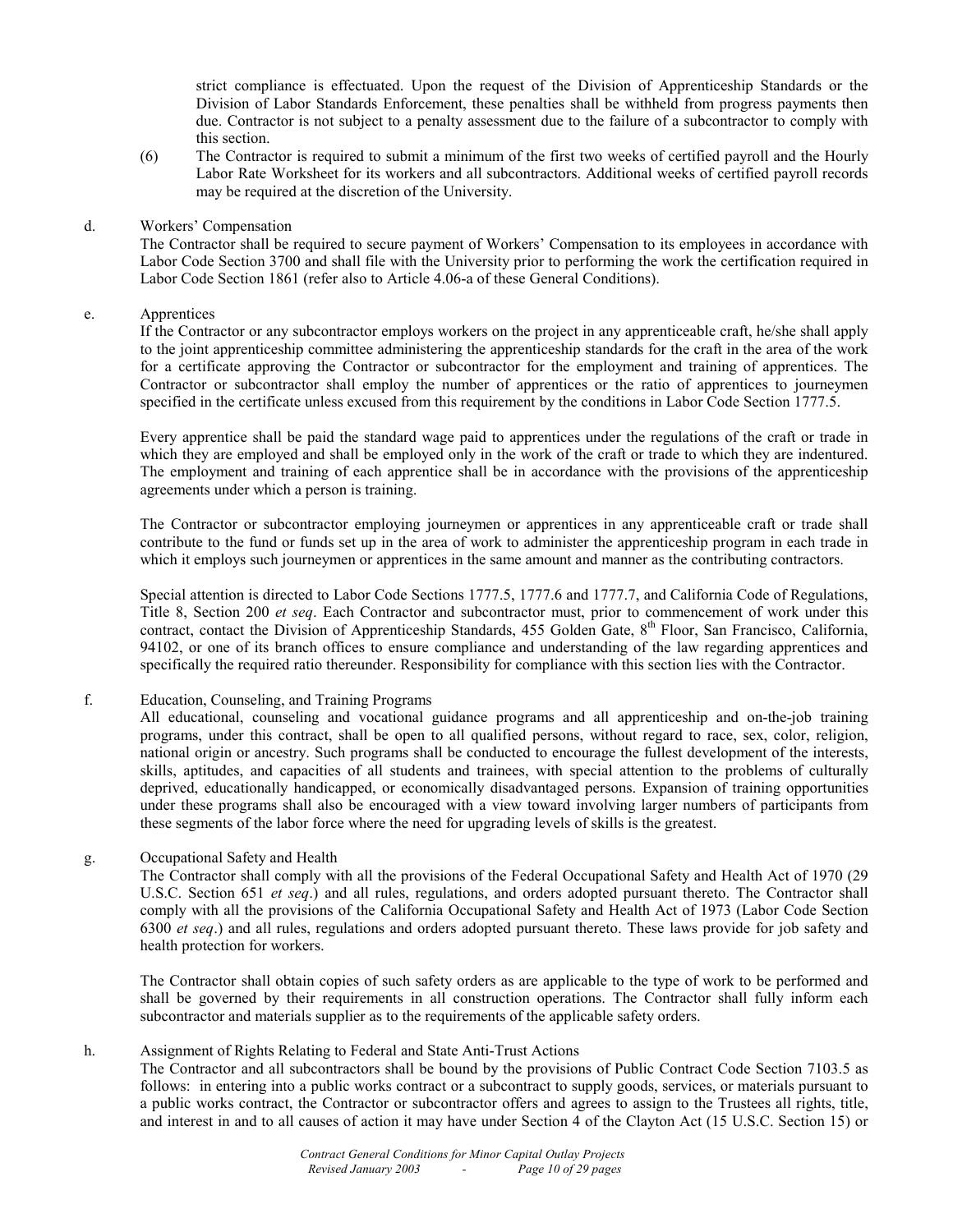strict compliance is effectuated. Upon the request of the Division of Apprenticeship Standards or the Division of Labor Standards Enforcement, these penalties shall be withheld from progress payments then due. Contractor is not subject to a penalty assessment due to the failure of a subcontractor to comply with this section.

(6) The Contractor is required to submit a minimum of the first two weeks of certified payroll and the Hourly Labor Rate Worksheet for its workers and all subcontractors. Additional weeks of certified payroll records may be required at the discretion of the University.

d. Workers' Compensation

The Contractor shall be required to secure payment of Workers' Compensation to its employees in accordance with Labor Code Section 3700 and shall file with the University prior to performing the work the certification required in Labor Code Section 1861 (refer also to Article 4.06-a of these General Conditions).

e. Apprentices

If the Contractor or any subcontractor employs workers on the project in any apprenticeable craft, he/she shall apply to the joint apprenticeship committee administering the apprenticeship standards for the craft in the area of the work for a certificate approving the Contractor or subcontractor for the employment and training of apprentices. The Contractor or subcontractor shall employ the number of apprentices or the ratio of apprentices to journeymen specified in the certificate unless excused from this requirement by the conditions in Labor Code Section 1777.5.

Every apprentice shall be paid the standard wage paid to apprentices under the regulations of the craft or trade in which they are employed and shall be employed only in the work of the craft or trade to which they are indentured. The employment and training of each apprentice shall be in accordance with the provisions of the apprenticeship agreements under which a person is training.

The Contractor or subcontractor employing journeymen or apprentices in any apprenticeable craft or trade shall contribute to the fund or funds set up in the area of work to administer the apprenticeship program in each trade in which it employs such journeymen or apprentices in the same amount and manner as the contributing contractors.

Special attention is directed to Labor Code Sections 1777.5, 1777.6 and 1777.7, and California Code of Regulations, Title 8, Section 200 *et seq*. Each Contractor and subcontractor must, prior to commencement of work under this contract, contact the Division of Apprenticeship Standards, 455 Golden Gate, 8th Floor, San Francisco, California, 94102, or one of its branch offices to ensure compliance and understanding of the law regarding apprentices and specifically the required ratio thereunder. Responsibility for compliance with this section lies with the Contractor.

f. Education, Counseling, and Training Programs

All educational, counseling and vocational guidance programs and all apprenticeship and on-the-job training programs, under this contract, shall be open to all qualified persons, without regard to race, sex, color, religion, national origin or ancestry. Such programs shall be conducted to encourage the fullest development of the interests, skills, aptitudes, and capacities of all students and trainees, with special attention to the problems of culturally deprived, educationally handicapped, or economically disadvantaged persons. Expansion of training opportunities under these programs shall also be encouraged with a view toward involving larger numbers of participants from these segments of the labor force where the need for upgrading levels of skills is the greatest.

g. Occupational Safety and Health

The Contractor shall comply with all the provisions of the Federal Occupational Safety and Health Act of 1970 (29 U.S.C. Section 651 *et seq*.) and all rules, regulations, and orders adopted pursuant thereto. The Contractor shall comply with all the provisions of the California Occupational Safety and Health Act of 1973 (Labor Code Section 6300 *et seq*.) and all rules, regulations and orders adopted pursuant thereto. These laws provide for job safety and health protection for workers.

The Contractor shall obtain copies of such safety orders as are applicable to the type of work to be performed and shall be governed by their requirements in all construction operations. The Contractor shall fully inform each subcontractor and materials supplier as to the requirements of the applicable safety orders.

h. Assignment of Rights Relating to Federal and State Anti-Trust Actions

The Contractor and all subcontractors shall be bound by the provisions of Public Contract Code Section 7103.5 as follows: in entering into a public works contract or a subcontract to supply goods, services, or materials pursuant to a public works contract, the Contractor or subcontractor offers and agrees to assign to the Trustees all rights, title, and interest in and to all causes of action it may have under Section 4 of the Clayton Act (15 U.S.C. Section 15) or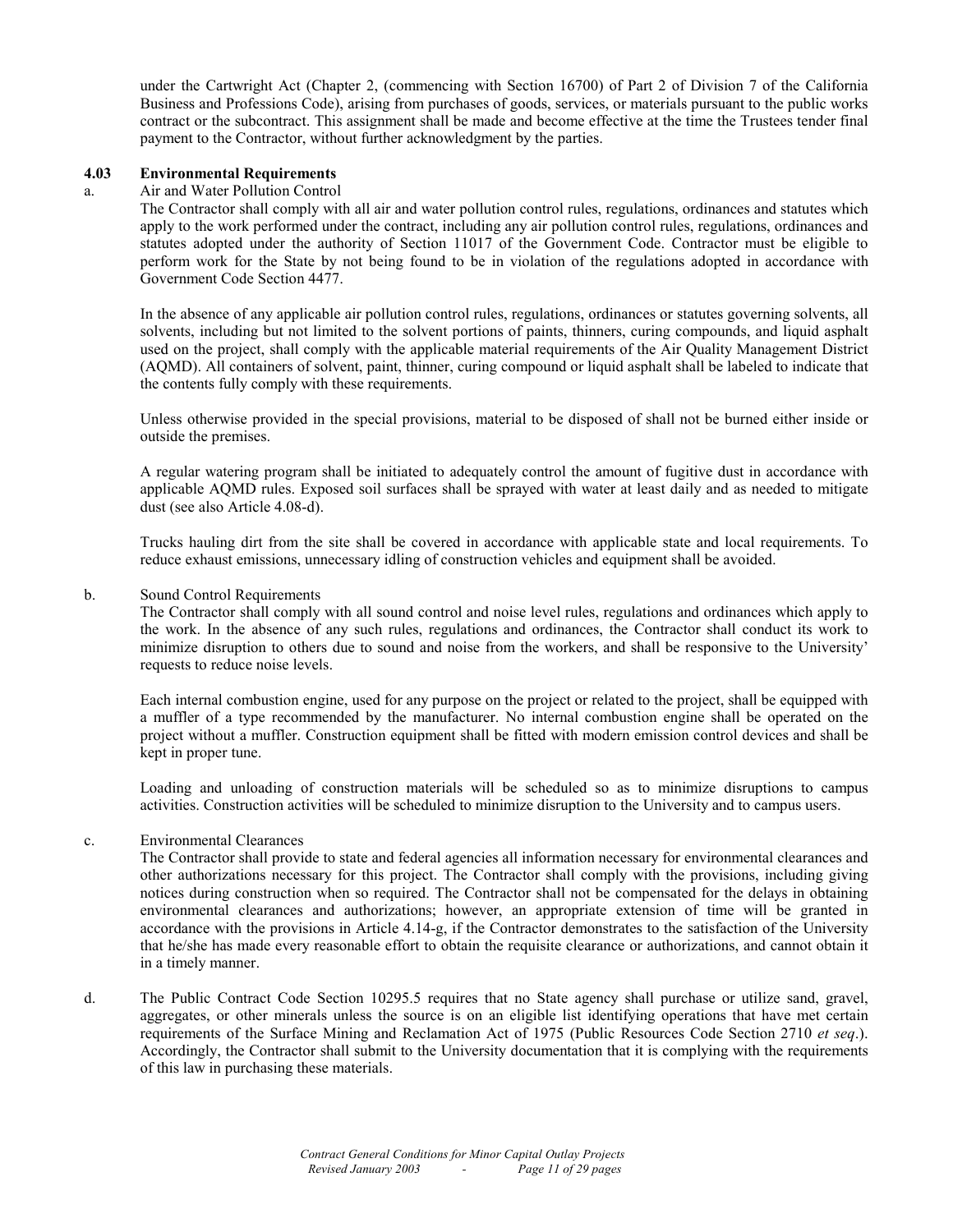under the Cartwright Act (Chapter 2, (commencing with Section 16700) of Part 2 of Division 7 of the California Business and Professions Code), arising from purchases of goods, services, or materials pursuant to the public works contract or the subcontract. This assignment shall be made and become effective at the time the Trustees tender final payment to the Contractor, without further acknowledgment by the parties.

**4.03 Environmental Requirements**

a. Air and Water Pollution Control

The Contractor shall comply with all air and water pollution control rules, regulations, ordinances and statutes which apply to the work performed under the contract, including any air pollution control rules, regulations, ordinances and statutes adopted under the authority of Section 11017 of the Government Code. Contractor must be eligible to perform work for the State by not being found to be in violation of the regulations adopted in accordance with Government Code Section 4477.

In the absence of any applicable air pollution control rules, regulations, ordinances or statutes governing solvents, all solvents, including but not limited to the solvent portions of paints, thinners, curing compounds, and liquid asphalt used on the project, shall comply with the applicable material requirements of the Air Quality Management District (AQMD). All containers of solvent, paint, thinner, curing compound or liquid asphalt shall be labeled to indicate that the contents fully comply with these requirements.

Unless otherwise provided in the special provisions, material to be disposed of shall not be burned either inside or outside the premises.

A regular watering program shall be initiated to adequately control the amount of fugitive dust in accordance with applicable AQMD rules. Exposed soil surfaces shall be sprayed with water at least daily and as needed to mitigate dust (see also Article 4.08-d).

Trucks hauling dirt from the site shall be covered in accordance with applicable state and local requirements. To reduce exhaust emissions, unnecessary idling of construction vehicles and equipment shall be avoided.

b. Sound Control Requirements

The Contractor shall comply with all sound control and noise level rules, regulations and ordinances which apply to the work. In the absence of any such rules, regulations and ordinances, the Contractor shall conduct its work to minimize disruption to others due to sound and noise from the workers, and shall be responsive to the University' requests to reduce noise levels.

Each internal combustion engine, used for any purpose on the project or related to the project, shall be equipped with a muffler of a type recommended by the manufacturer. No internal combustion engine shall be operated on the project without a muffler. Construction equipment shall be fitted with modern emission control devices and shall be kept in proper tune.

Loading and unloading of construction materials will be scheduled so as to minimize disruptions to campus activities. Construction activities will be scheduled to minimize disruption to the University and to campus users.

c. Environmental Clearances

The Contractor shall provide to state and federal agencies all information necessary for environmental clearances and other authorizations necessary for this project. The Contractor shall comply with the provisions, including giving notices during construction when so required. The Contractor shall not be compensated for the delays in obtaining environmental clearances and authorizations; however, an appropriate extension of time will be granted in accordance with the provisions in Article 4.14-g, if the Contractor demonstrates to the satisfaction of the University that he/she has made every reasonable effort to obtain the requisite clearance or authorizations, and cannot obtain it in a timely manner.

d. The Public Contract Code Section 10295.5 requires that no State agency shall purchase or utilize sand, gravel, aggregates, or other minerals unless the source is on an eligible list identifying operations that have met certain requirements of the Surface Mining and Reclamation Act of 1975 (Public Resources Code Section 2710 *et seq*.). Accordingly, the Contractor shall submit to the University documentation that it is complying with the requirements of this law in purchasing these materials.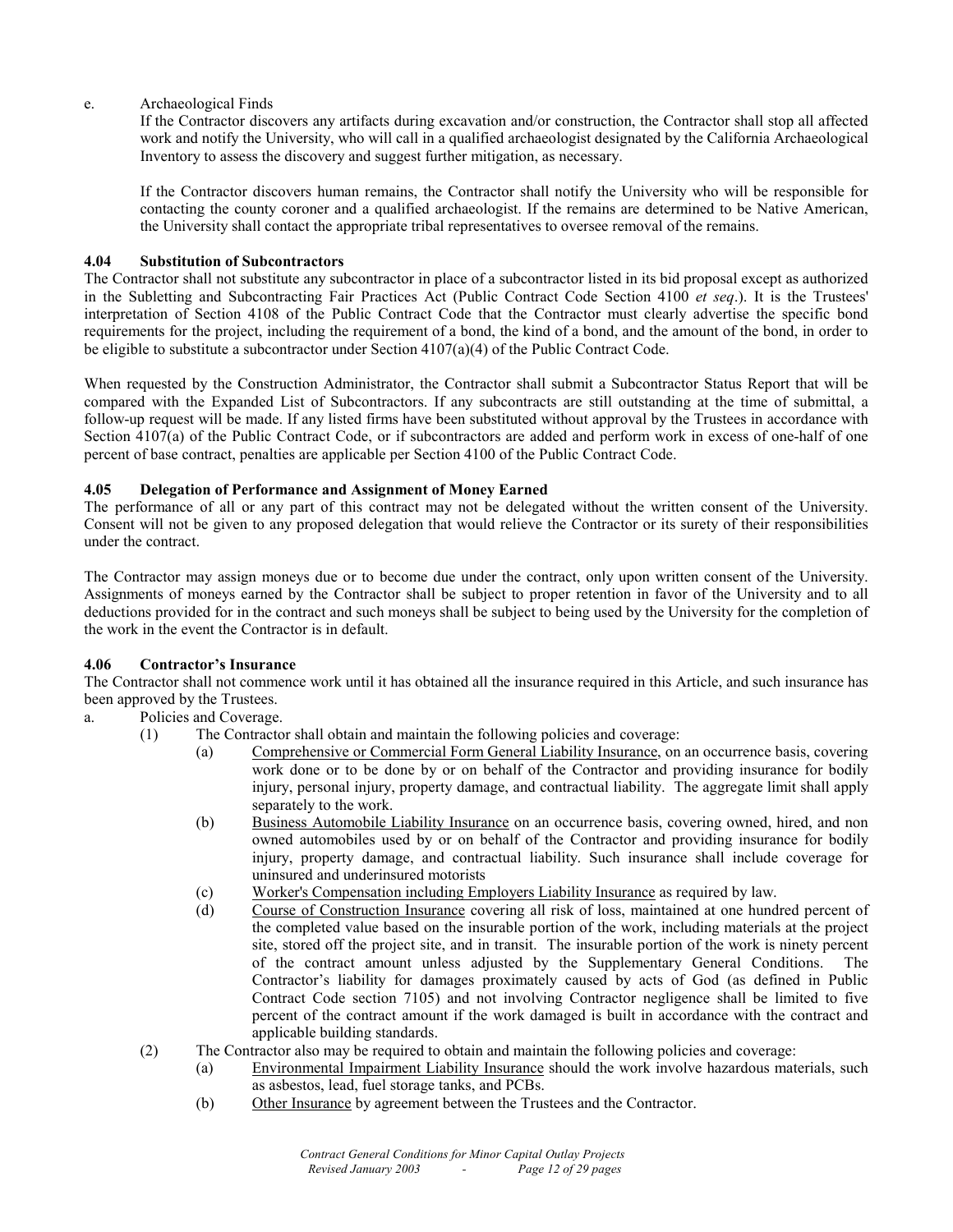e. Archaeological Finds

If the Contractor discovers any artifacts during excavation and/or construction, the Contractor shall stop all affected work and notify the University, who will call in a qualified archaeologist designated by the California Archaeological Inventory to assess the discovery and suggest further mitigation, as necessary.

If the Contractor discovers human remains, the Contractor shall notify the University who will be responsible for contacting the county coroner and a qualified archaeologist. If the remains are determined to be Native American, the University shall contact the appropriate tribal representatives to oversee removal of the remains.

**4.04 Substitution of Subcontractors**

The Contractor shall not substitute any subcontractor in place of a subcontractor listed in its bid proposal except as authorized in the Subletting and Subcontracting Fair Practices Act (Public Contract Code Section 4100 *et seq*.). It is the Trustees' interpretation of Section 4108 of the Public Contract Code that the Contractor must clearly advertise the specific bond requirements for the project, including the requirement of a bond, the kind of a bond, and the amount of the bond, in order to be eligible to substitute a subcontractor under Section 4107(a)(4) of the Public Contract Code.

When requested by the Construction Administrator, the Contractor shall submit a Subcontractor Status Report that will be compared with the Expanded List of Subcontractors. If any subcontracts are still outstanding at the time of submittal, a follow-up request will be made. If any listed firms have been substituted without approval by the Trustees in accordance with Section 4107(a) of the Public Contract Code, or if subcontractors are added and perform work in excess of one-half of one percent of base contract, penalties are applicable per Section 4100 of the Public Contract Code.

**4.05 Delegation of Performance and Assignment of Money Earned**

The performance of all or any part of this contract may not be delegated without the written consent of the University. Consent will not be given to any proposed delegation that would relieve the Contractor or its surety of their responsibilities under the contract.

The Contractor may assign moneys due or to become due under the contract, only upon written consent of the University. Assignments of moneys earned by the Contractor shall be subject to proper retention in favor of the University and to all deductions provided for in the contract and such moneys shall be subject to being used by the University for the completion of the work in the event the Contractor is in default.

**4.06 Contractor's Insurance**

The Contractor shall not commence work until it has obtained all the insurance required in this Article, and such insurance has been approved by the Trustees.

a. Policies and Coverage.
   - (1) The Contractor shall obtain and maintain the following policies and coverage:
     - (a) Comprehensive or Commercial Form General Liability Insurance, on an occurrence basis, covering work done or to be done by or on behalf of the Contractor and providing insurance for bodily injury, personal injury, property damage, and contractual liability. The aggregate limit shall apply separately to the work.
     - (b) Business Automobile Liability Insurance on an occurrence basis, covering owned, hired, and non owned automobiles used by or on behalf of the Contractor and providing insurance for bodily injury, property damage, and contractual liability. Such insurance shall include coverage for uninsured and underinsured motorists
     - (c) Worker's Compensation including Employers Liability Insurance as required by law.
     - (d) Course of Construction Insurance covering all risk of loss, maintained at one hundred percent of the completed value based on the insurable portion of the work, including materials at the project site, stored off the project site, and in transit. The insurable portion of the work is ninety percent of the contract amount unless adjusted by the Supplementary General Conditions. The Contractor's liability for damages proximately caused by acts of God (as defined in Public Contract Code section 7105) and not involving Contractor negligence shall be limited to five percent of the contract amount if the work damaged is built in accordance with the contract and applicable building standards.
   - (2) The Contractor also may be required to obtain and maintain the following policies and coverage:
     - (a) Environmental Impairment Liability Insurance should the work involve hazardous materials, such as asbestos, lead, fuel storage tanks, and PCBs.
     - (b) Other Insurance by agreement between the Trustees and the Contractor.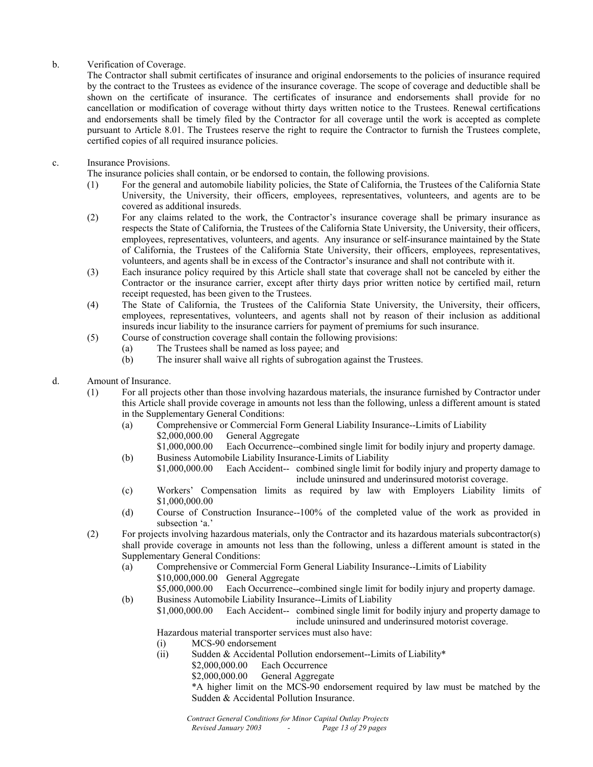b. Verification of Coverage.

The Contractor shall submit certificates of insurance and original endorsements to the policies of insurance required by the contract to the Trustees as evidence of the insurance coverage. The scope of coverage and deductible shall be shown on the certificate of insurance. The certificates of insurance and endorsements shall provide for no cancellation or modification of coverage without thirty days written notice to the Trustees. Renewal certifications and endorsements shall be timely filed by the Contractor for all coverage until the work is accepted as complete pursuant to Article 8.01. The Trustees reserve the right to require the Contractor to furnish the Trustees complete, certified copies of all required insurance policies.

c. Insurance Provisions.

The insurance policies shall contain, or be endorsed to contain, the following provisions.

(1) For the general and automobile liability policies, the State of California, the Trustees of the California State University, the University, their officers, employees, representatives, volunteers, and agents are to be covered as additional insureds.

(2) For any claims related to the work, the Contractor's insurance coverage shall be primary insurance as respects the State of California, the Trustees of the California State University, the University, their officers, employees, representatives, volunteers, and agents. Any insurance or self-insurance maintained by the State of California, the Trustees of the California State University, their officers, employees, representatives, volunteers, and agents shall be in excess of the Contractor's insurance and shall not contribute with it.

(3) Each insurance policy required by this Article shall state that coverage shall not be canceled by either the Contractor or the insurance carrier, except after thirty days prior written notice by certified mail, return receipt requested, has been given to the Trustees.

(4) The State of California, the Trustees of the California State University, the University, their officers, employees, representatives, volunteers, and agents shall not by reason of their inclusion as additional insureds incur liability to the insurance carriers for payment of premiums for such insurance.

(5) Course of construction coverage shall contain the following provisions:

(a) The Trustees shall be named as loss payee; and

(b) The insurer shall waive all rights of subrogation against the Trustees.

d. Amount of Insurance.

(1) For all projects other than those involving hazardous materials, the insurance furnished by Contractor under this Article shall provide coverage in amounts not less than the following, unless a different amount is stated in the Supplementary General Conditions:

(a) Comprehensive or Commercial Form General Liability Insurance--Limits of Liability

$2,000,000.00 General Aggregate

$1,000,000.00 Each Occurrence--combined single limit for bodily injury and property damage.

(b) Business Automobile Liability Insurance-Limits of Liability

$1,000,000.00 Each Accident-- combined single limit for bodily injury and property damage to include uninsured and underinsured motorist coverage.

(c) Workers' Compensation limits as required by law with Employers Liability limits of $1,000,000.00

(d) Course of Construction Insurance--100% of the completed value of the work as provided in subsection 'a.'

(2) For projects involving hazardous materials, only the Contractor and its hazardous materials subcontractor(s) shall provide coverage in amounts not less than the following, unless a different amount is stated in the Supplementary General Conditions:

(a) Comprehensive or Commercial Form General Liability Insurance--Limits of Liability

$10,000,000.00 General Aggregate

$5,000,000.00 Each Occurrence--combined single limit for bodily injury and property damage.

(b) Business Automobile Liability Insurance--Limits of Liability

$1,000,000.00 Each Accident-- combined single limit for bodily injury and property damage to include uninsured and underinsured motorist coverage.

Hazardous material transporter services must also have:

(i) MCS-90 endorsement

(ii) Sudden & Accidental Pollution endorsement--Limits of Liability*

$2,000,000.00 Each Occurrence

$2,000,000.00 General Aggregate

*A higher limit on the MCS-90 endorsement required by law must be matched by the Sudden & Accidental Pollution Insurance.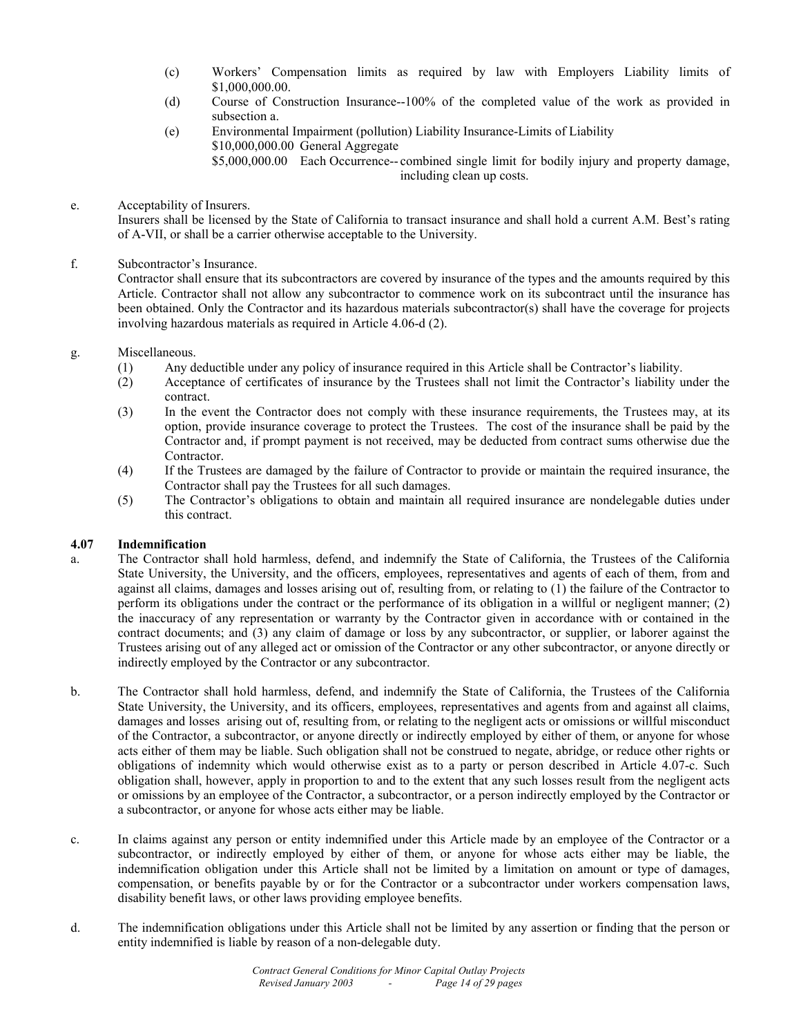(c) Workers' Compensation limits as required by law with Employers Liability limits of $1,000,000.00.

(d) Course of Construction Insurance--100% of the completed value of the work as provided in subsection a.

(e) Environmental Impairment (pollution) Liability Insurance-Limits of Liability
$10,000,000.00 General Aggregate
$5,000,000.00 Each Occurrence-- combined single limit for bodily injury and property damage, including clean up costs.

e. Acceptability of Insurers.
Insurers shall be licensed by the State of California to transact insurance and shall hold a current A.M. Best's rating of A-VII, or shall be a carrier otherwise acceptable to the University.

f. Subcontractor's Insurance.
Contractor shall ensure that its subcontractors are covered by insurance of the types and the amounts required by this Article. Contractor shall not allow any subcontractor to commence work on its subcontract until the insurance has been obtained. Only the Contractor and its hazardous materials subcontractor(s) shall have the coverage for projects involving hazardous materials as required in Article 4.06-d (2).

g. Miscellaneous.

(1) Any deductible under any policy of insurance required in this Article shall be Contractor's liability.

(2) Acceptance of certificates of insurance by the Trustees shall not limit the Contractor's liability under the contract.

(3) In the event the Contractor does not comply with these insurance requirements, the Trustees may, at its option, provide insurance coverage to protect the Trustees. The cost of the insurance shall be paid by the Contractor and, if prompt payment is not received, may be deducted from contract sums otherwise due the Contractor.

(4) If the Trustees are damaged by the failure of Contractor to provide or maintain the required insurance, the Contractor shall pay the Trustees for all such damages.

(5) The Contractor's obligations to obtain and maintain all required insurance are nondelegable duties under this contract.

### 4.07 Indemnification

a. The Contractor shall hold harmless, defend, and indemnify the State of California, the Trustees of the California State University, the University, and the officers, employees, representatives and agents of each of them, from and against all claims, damages and losses arising out of, resulting from, or relating to (1) the failure of the Contractor to perform its obligations under the contract or the performance of its obligation in a willful or negligent manner; (2) the inaccuracy of any representation or warranty by the Contractor given in accordance with or contained in the contract documents; and (3) any claim of damage or loss by any subcontractor, or supplier, or laborer against the Trustees arising out of any alleged act or omission of the Contractor or any other subcontractor, or anyone directly or indirectly employed by the Contractor or any subcontractor.

b. The Contractor shall hold harmless, defend, and indemnify the State of California, the Trustees of the California State University, the University, and its officers, employees, representatives and agents from and against all claims, damages and losses arising out of, resulting from, or relating to the negligent acts or omissions or willful misconduct of the Contractor, a subcontractor, or anyone directly or indirectly employed by either of them, or anyone for whose acts either of them may be liable. Such obligation shall not be construed to negate, abridge, or reduce other rights or obligations of indemnity which would otherwise exist as to a party or person described in Article 4.07-c. Such obligation shall, however, apply in proportion to and to the extent that any such losses result from the negligent acts or omissions by an employee of the Contractor, a subcontractor, or a person indirectly employed by the Contractor or a subcontractor, or anyone for whose acts either may be liable.

c. In claims against any person or entity indemnified under this Article made by an employee of the Contractor or a subcontractor, or indirectly employed by either of them, or anyone for whose acts either may be liable, the indemnification obligation under this Article shall not be limited by a limitation on amount or type of damages, compensation, or benefits payable by or for the Contractor or a subcontractor under workers compensation laws, disability benefit laws, or other laws providing employee benefits.

d. The indemnification obligations under this Article shall not be limited by any assertion or finding that the person or entity indemnified is liable by reason of a non-delegable duty.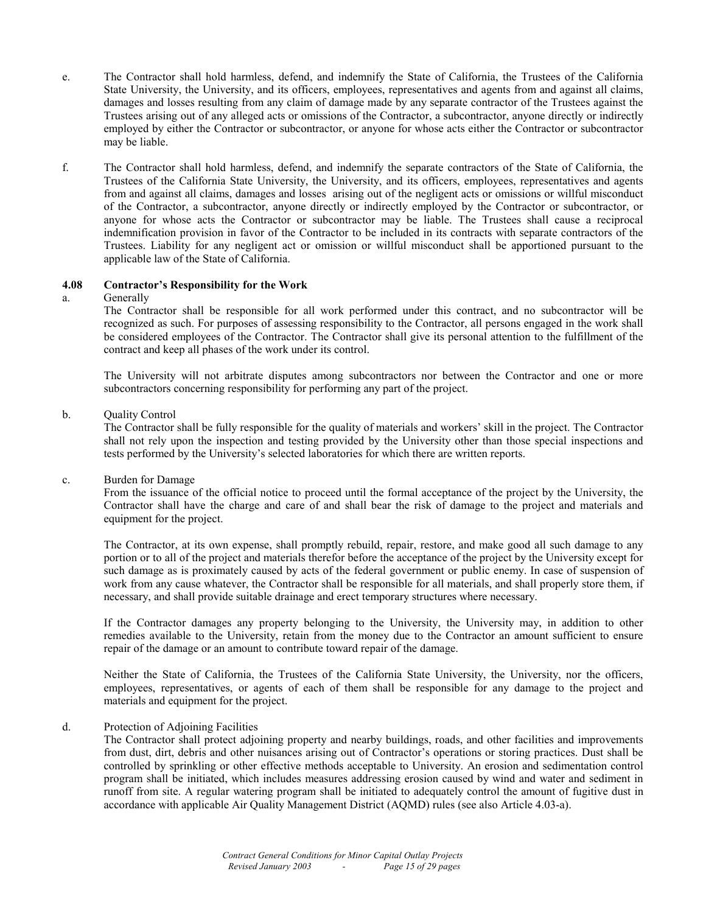e. The Contractor shall hold harmless, defend, and indemnify the State of California, the Trustees of the California State University, the University, and its officers, employees, representatives and agents from and against all claims, damages and losses resulting from any claim of damage made by any separate contractor of the Trustees against the Trustees arising out of any alleged acts or omissions of the Contractor, a subcontractor, anyone directly or indirectly employed by either the Contractor or subcontractor, or anyone for whose acts either the Contractor or subcontractor may be liable.

f. The Contractor shall hold harmless, defend, and indemnify the separate contractors of the State of California, the Trustees of the California State University, the University, and its officers, employees, representatives and agents from and against all claims, damages and losses arising out of the negligent acts or omissions or willful misconduct of the Contractor, a subcontractor, anyone directly or indirectly employed by the Contractor or subcontractor, or anyone for whose acts the Contractor or subcontractor may be liable. The Trustees shall cause a reciprocal indemnification provision in favor of the Contractor to be included in its contracts with separate contractors of the Trustees. Liability for any negligent act or omission or willful misconduct shall be apportioned pursuant to the applicable law of the State of California.

**4.08 Contractor's Responsibility for the Work**

a. Generally

The Contractor shall be responsible for all work performed under this contract, and no subcontractor will be recognized as such. For purposes of assessing responsibility to the Contractor, all persons engaged in the work shall be considered employees of the Contractor. The Contractor shall give its personal attention to the fulfillment of the contract and keep all phases of the work under its control.

The University will not arbitrate disputes among subcontractors nor between the Contractor and one or more subcontractors concerning responsibility for performing any part of the project.

b. Quality Control

The Contractor shall be fully responsible for the quality of materials and workers' skill in the project. The Contractor shall not rely upon the inspection and testing provided by the University other than those special inspections and tests performed by the University's selected laboratories for which there are written reports.

c. Burden for Damage

From the issuance of the official notice to proceed until the formal acceptance of the project by the University, the Contractor shall have the charge and care of and shall bear the risk of damage to the project and materials and equipment for the project.

The Contractor, at its own expense, shall promptly rebuild, repair, restore, and make good all such damage to any portion or to all of the project and materials therefor before the acceptance of the project by the University except for such damage as is proximately caused by acts of the federal government or public enemy. In case of suspension of work from any cause whatever, the Contractor shall be responsible for all materials, and shall properly store them, if necessary, and shall provide suitable drainage and erect temporary structures where necessary.

If the Contractor damages any property belonging to the University, the University may, in addition to other remedies available to the University, retain from the money due to the Contractor an amount sufficient to ensure repair of the damage or an amount to contribute toward repair of the damage.

Neither the State of California, the Trustees of the California State University, the University, nor the officers, employees, representatives, or agents of each of them shall be responsible for any damage to the project and materials and equipment for the project.

d. Protection of Adjoining Facilities

The Contractor shall protect adjoining property and nearby buildings, roads, and other facilities and improvements from dust, dirt, debris and other nuisances arising out of Contractor's operations or storing practices. Dust shall be controlled by sprinkling or other effective methods acceptable to University. An erosion and sedimentation control program shall be initiated, which includes measures addressing erosion caused by wind and water and sediment in runoff from site. A regular watering program shall be initiated to adequately control the amount of fugitive dust in accordance with applicable Air Quality Management District (AQMD) rules (see also Article 4.03-a).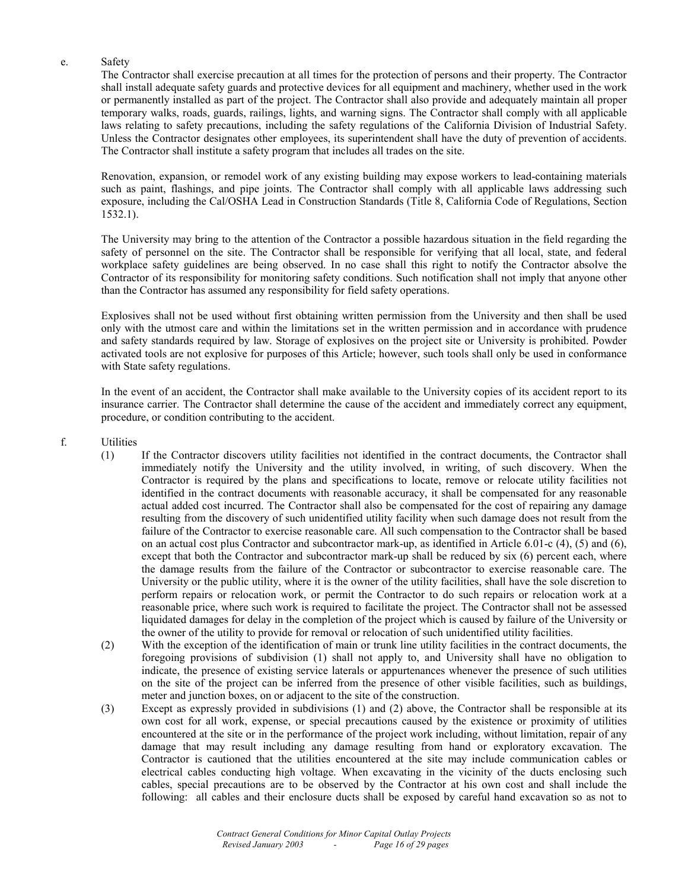e. Safety

The Contractor shall exercise precaution at all times for the protection of persons and their property. The Contractor shall install adequate safety guards and protective devices for all equipment and machinery, whether used in the work or permanently installed as part of the project. The Contractor shall also provide and adequately maintain all proper temporary walks, roads, guards, railings, lights, and warning signs. The Contractor shall comply with all applicable laws relating to safety precautions, including the safety regulations of the California Division of Industrial Safety. Unless the Contractor designates other employees, its superintendent shall have the duty of prevention of accidents. The Contractor shall institute a safety program that includes all trades on the site.

Renovation, expansion, or remodel work of any existing building may expose workers to lead-containing materials such as paint, flashings, and pipe joints. The Contractor shall comply with all applicable laws addressing such exposure, including the Cal/OSHA Lead in Construction Standards (Title 8, California Code of Regulations, Section 1532.1).

The University may bring to the attention of the Contractor a possible hazardous situation in the field regarding the safety of personnel on the site. The Contractor shall be responsible for verifying that all local, state, and federal workplace safety guidelines are being observed. In no case shall this right to notify the Contractor absolve the Contractor of its responsibility for monitoring safety conditions. Such notification shall not imply that anyone other than the Contractor has assumed any responsibility for field safety operations.

Explosives shall not be used without first obtaining written permission from the University and then shall be used only with the utmost care and within the limitations set in the written permission and in accordance with prudence and safety standards required by law. Storage of explosives on the project site or University is prohibited. Powder activated tools are not explosive for purposes of this Article; however, such tools shall only be used in conformance with State safety regulations.

In the event of an accident, the Contractor shall make available to the University copies of its accident report to its insurance carrier. The Contractor shall determine the cause of the accident and immediately correct any equipment, procedure, or condition contributing to the accident.

f. Utilities

(1) If the Contractor discovers utility facilities not identified in the contract documents, the Contractor shall immediately notify the University and the utility involved, in writing, of such discovery. When the Contractor is required by the plans and specifications to locate, remove or relocate utility facilities not identified in the contract documents with reasonable accuracy, it shall be compensated for any reasonable actual added cost incurred. The Contractor shall also be compensated for the cost of repairing any damage resulting from the discovery of such unidentified utility facility when such damage does not result from the failure of the Contractor to exercise reasonable care. All such compensation to the Contractor shall be based on an actual cost plus Contractor and subcontractor mark-up, as identified in Article 6.01-c (4), (5) and (6), except that both the Contractor and subcontractor mark-up shall be reduced by six (6) percent each, where the damage results from the failure of the Contractor or subcontractor to exercise reasonable care. The University or the public utility, where it is the owner of the utility facilities, shall have the sole discretion to perform repairs or relocation work, or permit the Contractor to do such repairs or relocation work at a reasonable price, where such work is required to facilitate the project. The Contractor shall not be assessed liquidated damages for delay in the completion of the project which is caused by failure of the University or the owner of the utility to provide for removal or relocation of such unidentified utility facilities.

(2) With the exception of the identification of main or trunk line utility facilities in the contract documents, the foregoing provisions of subdivision (1) shall not apply to, and University shall have no obligation to indicate, the presence of existing service laterals or appurtenances whenever the presence of such utilities on the site of the project can be inferred from the presence of other visible facilities, such as buildings, meter and junction boxes, on or adjacent to the site of the construction.

(3) Except as expressly provided in subdivisions (1) and (2) above, the Contractor shall be responsible at its own cost for all work, expense, or special precautions caused by the existence or proximity of utilities encountered at the site or in the performance of the project work including, without limitation, repair of any damage that may result including any damage resulting from hand or exploratory excavation. The Contractor is cautioned that the utilities encountered at the site may include communication cables or electrical cables conducting high voltage. When excavating in the vicinity of the ducts enclosing such cables, special precautions are to be observed by the Contractor at his own cost and shall include the following: all cables and their enclosure ducts shall be exposed by careful hand excavation so as not to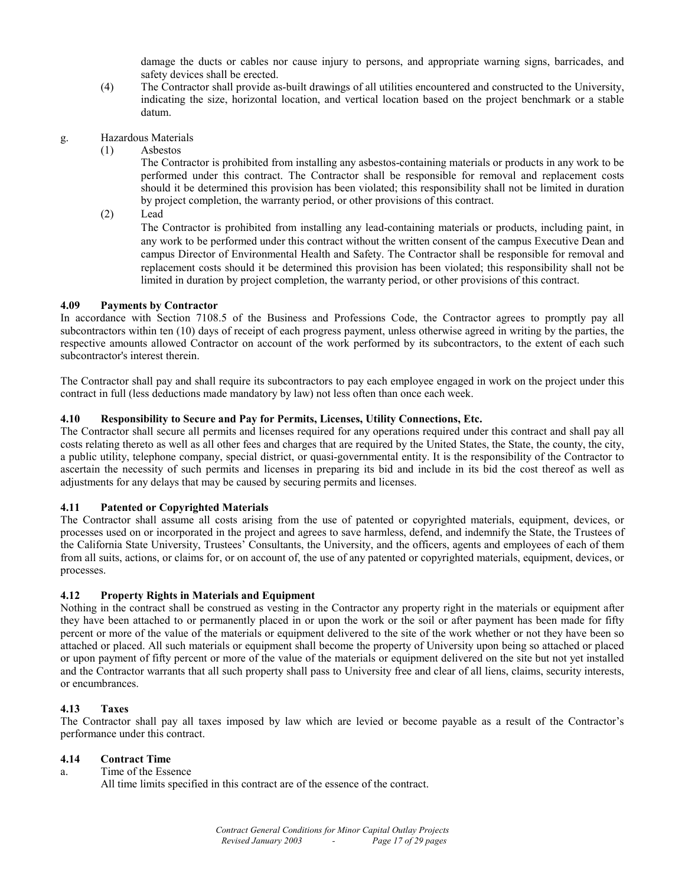damage the ducts or cables nor cause injury to persons, and appropriate warning signs, barricades, and safety devices shall be erected.

(4) The Contractor shall provide as-built drawings of all utilities encountered and constructed to the University, indicating the size, horizontal location, and vertical location based on the project benchmark or a stable datum.

g. Hazardous Materials

(1) Asbestos

The Contractor is prohibited from installing any asbestos-containing materials or products in any work to be performed under this contract. The Contractor shall be responsible for removal and replacement costs should it be determined this provision has been violated; this responsibility shall not be limited in duration by project completion, the warranty period, or other provisions of this contract.

(2) Lead

The Contractor is prohibited from installing any lead-containing materials or products, including paint, in any work to be performed under this contract without the written consent of the campus Executive Dean and campus Director of Environmental Health and Safety. The Contractor shall be responsible for removal and replacement costs should it be determined this provision has been violated; this responsibility shall not be limited in duration by project completion, the warranty period, or other provisions of this contract.

### 4.09 Payments by Contractor

In accordance with Section 7108.5 of the Business and Professions Code, the Contractor agrees to promptly pay all subcontractors within ten (10) days of receipt of each progress payment, unless otherwise agreed in writing by the parties, the respective amounts allowed Contractor on account of the work performed by its subcontractors, to the extent of each such subcontractor's interest therein.

The Contractor shall pay and shall require its subcontractors to pay each employee engaged in work on the project under this contract in full (less deductions made mandatory by law) not less often than once each week.

### 4.10 Responsibility to Secure and Pay for Permits, Licenses, Utility Connections, Etc.

The Contractor shall secure all permits and licenses required for any operations required under this contract and shall pay all costs relating thereto as well as all other fees and charges that are required by the United States, the State, the county, the city, a public utility, telephone company, special district, or quasi-governmental entity. It is the responsibility of the Contractor to ascertain the necessity of such permits and licenses in preparing its bid and include in its bid the cost thereof as well as adjustments for any delays that may be caused by securing permits and licenses.

### 4.11 Patented or Copyrighted Materials

The Contractor shall assume all costs arising from the use of patented or copyrighted materials, equipment, devices, or processes used on or incorporated in the project and agrees to save harmless, defend, and indemnify the State, the Trustees of the California State University, Trustees' Consultants, the University, and the officers, agents and employees of each of them from all suits, actions, or claims for, or on account of, the use of any patented or copyrighted materials, equipment, devices, or processes.

### 4.12 Property Rights in Materials and Equipment

Nothing in the contract shall be construed as vesting in the Contractor any property right in the materials or equipment after they have been attached to or permanently placed in or upon the work or the soil or after payment has been made for fifty percent or more of the value of the materials or equipment delivered to the site of the work whether or not they have been so attached or placed. All such materials or equipment shall become the property of University upon being so attached or placed or upon payment of fifty percent or more of the value of the materials or equipment delivered on the site but not yet installed and the Contractor warrants that all such property shall pass to University free and clear of all liens, claims, security interests, or encumbrances.

### 4.13 Taxes

The Contractor shall pay all taxes imposed by law which are levied or become payable as a result of the Contractor's performance under this contract.

### 4.14 Contract Time

a. Time of the Essence

All time limits specified in this contract are of the essence of the contract.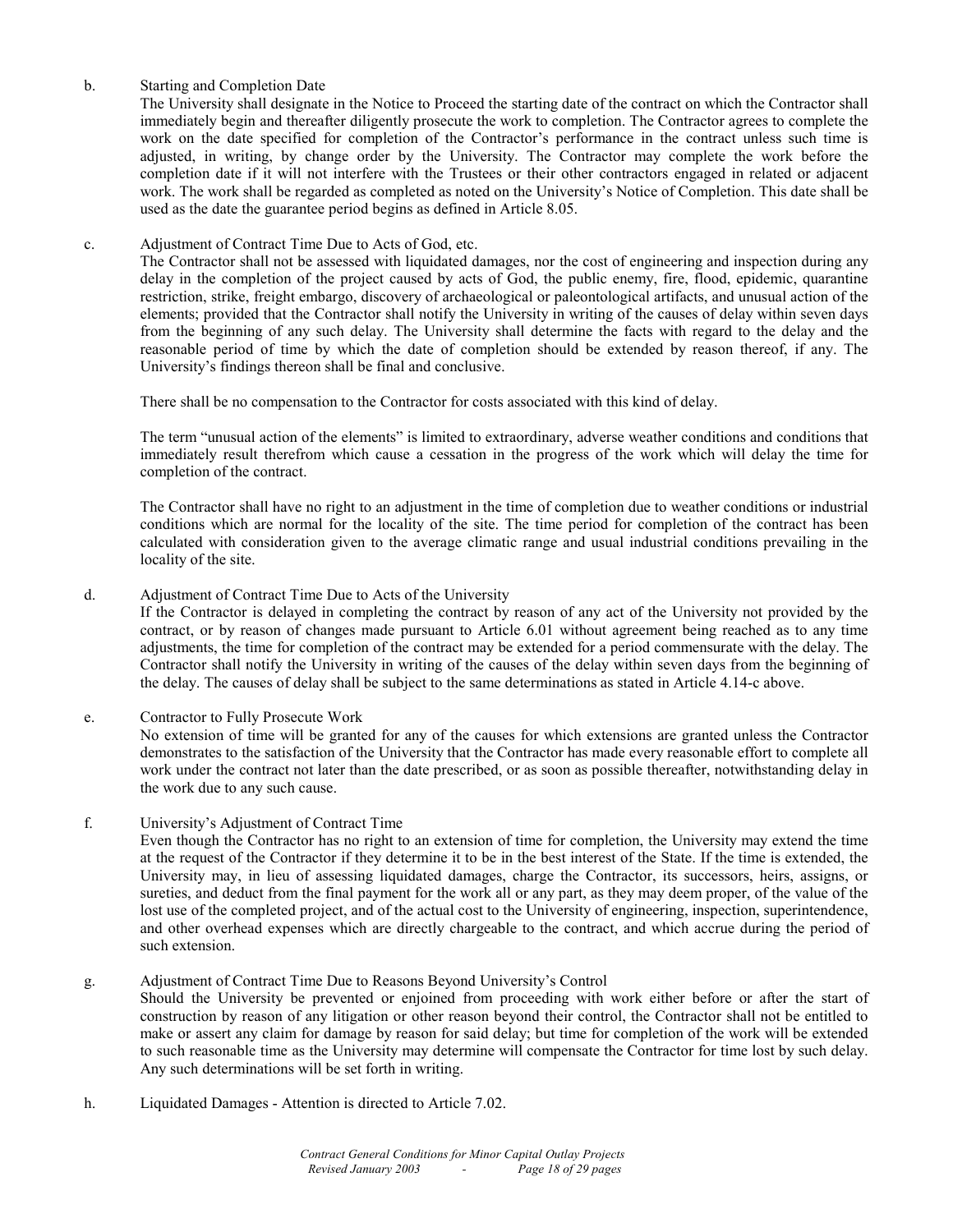b. Starting and Completion Date

The University shall designate in the Notice to Proceed the starting date of the contract on which the Contractor shall immediately begin and thereafter diligently prosecute the work to completion. The Contractor agrees to complete the work on the date specified for completion of the Contractor's performance in the contract unless such time is adjusted, in writing, by change order by the University. The Contractor may complete the work before the completion date if it will not interfere with the Trustees or their other contractors engaged in related or adjacent work. The work shall be regarded as completed as noted on the University's Notice of Completion. This date shall be used as the date the guarantee period begins as defined in Article 8.05.

c. Adjustment of Contract Time Due to Acts of God, etc.

The Contractor shall not be assessed with liquidated damages, nor the cost of engineering and inspection during any delay in the completion of the project caused by acts of God, the public enemy, fire, flood, epidemic, quarantine restriction, strike, freight embargo, discovery of archaeological or paleontological artifacts, and unusual action of the elements; provided that the Contractor shall notify the University in writing of the causes of delay within seven days from the beginning of any such delay. The University shall determine the facts with regard to the delay and the reasonable period of time by which the date of completion should be extended by reason thereof, if any. The University's findings thereon shall be final and conclusive.

There shall be no compensation to the Contractor for costs associated with this kind of delay.

The term "unusual action of the elements" is limited to extraordinary, adverse weather conditions and conditions that immediately result therefrom which cause a cessation in the progress of the work which will delay the time for completion of the contract.

The Contractor shall have no right to an adjustment in the time of completion due to weather conditions or industrial conditions which are normal for the locality of the site. The time period for completion of the contract has been calculated with consideration given to the average climatic range and usual industrial conditions prevailing in the locality of the site.

d. Adjustment of Contract Time Due to Acts of the University

If the Contractor is delayed in completing the contract by reason of any act of the University not provided by the contract, or by reason of changes made pursuant to Article 6.01 without agreement being reached as to any time adjustments, the time for completion of the contract may be extended for a period commensurate with the delay. The Contractor shall notify the University in writing of the causes of the delay within seven days from the beginning of the delay. The causes of delay shall be subject to the same determinations as stated in Article 4.14-c above.

e. Contractor to Fully Prosecute Work

No extension of time will be granted for any of the causes for which extensions are granted unless the Contractor demonstrates to the satisfaction of the University that the Contractor has made every reasonable effort to complete all work under the contract not later than the date prescribed, or as soon as possible thereafter, notwithstanding delay in the work due to any such cause.

f. University's Adjustment of Contract Time

Even though the Contractor has no right to an extension of time for completion, the University may extend the time at the request of the Contractor if they determine it to be in the best interest of the State. If the time is extended, the University may, in lieu of assessing liquidated damages, charge the Contractor, its successors, heirs, assigns, or sureties, and deduct from the final payment for the work all or any part, as they may deem proper, of the value of the lost use of the completed project, and of the actual cost to the University of engineering, inspection, superintendence, and other overhead expenses which are directly chargeable to the contract, and which accrue during the period of such extension.

g. Adjustment of Contract Time Due to Reasons Beyond University's Control

Should the University be prevented or enjoined from proceeding with work either before or after the start of construction by reason of any litigation or other reason beyond their control, the Contractor shall not be entitled to make or assert any claim for damage by reason for said delay; but time for completion of the work will be extended to such reasonable time as the University may determine will compensate the Contractor for time lost by such delay. Any such determinations will be set forth in writing.

h. Liquidated Damages - Attention is directed to Article 7.02.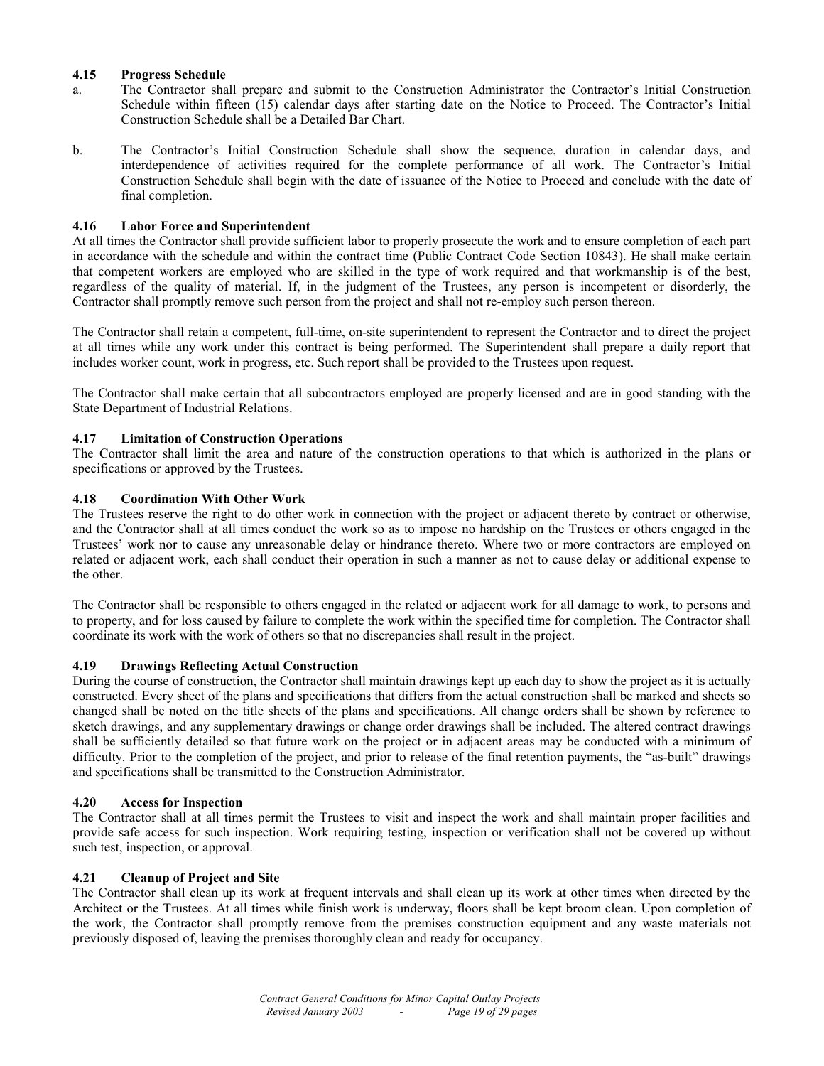### 4.15 Progress Schedule

a. The Contractor shall prepare and submit to the Construction Administrator the Contractor's Initial Construction Schedule within fifteen (15) calendar days after starting date on the Notice to Proceed. The Contractor's Initial Construction Schedule shall be a Detailed Bar Chart.

b. The Contractor's Initial Construction Schedule shall show the sequence, duration in calendar days, and interdependence of activities required for the complete performance of all work. The Contractor's Initial Construction Schedule shall begin with the date of issuance of the Notice to Proceed and conclude with the date of final completion.

### 4.16 Labor Force and Superintendent

At all times the Contractor shall provide sufficient labor to properly prosecute the work and to ensure completion of each part in accordance with the schedule and within the contract time (Public Contract Code Section 10843). He shall make certain that competent workers are employed who are skilled in the type of work required and that workmanship is of the best, regardless of the quality of material. If, in the judgment of the Trustees, any person is incompetent or disorderly, the Contractor shall promptly remove such person from the project and shall not re-employ such person thereon.

The Contractor shall retain a competent, full-time, on-site superintendent to represent the Contractor and to direct the project at all times while any work under this contract is being performed. The Superintendent shall prepare a daily report that includes worker count, work in progress, etc. Such report shall be provided to the Trustees upon request.

The Contractor shall make certain that all subcontractors employed are properly licensed and are in good standing with the State Department of Industrial Relations.

### 4.17 Limitation of Construction Operations

The Contractor shall limit the area and nature of the construction operations to that which is authorized in the plans or specifications or approved by the Trustees.

### 4.18 Coordination With Other Work

The Trustees reserve the right to do other work in connection with the project or adjacent thereto by contract or otherwise, and the Contractor shall at all times conduct the work so as to impose no hardship on the Trustees or others engaged in the Trustees' work nor to cause any unreasonable delay or hindrance thereto. Where two or more contractors are employed on related or adjacent work, each shall conduct their operation in such a manner as not to cause delay or additional expense to the other.

The Contractor shall be responsible to others engaged in the related or adjacent work for all damage to work, to persons and to property, and for loss caused by failure to complete the work within the specified time for completion. The Contractor shall coordinate its work with the work of others so that no discrepancies shall result in the project.

### 4.19 Drawings Reflecting Actual Construction

During the course of construction, the Contractor shall maintain drawings kept up each day to show the project as it is actually constructed. Every sheet of the plans and specifications that differs from the actual construction shall be marked and sheets so changed shall be noted on the title sheets of the plans and specifications. All change orders shall be shown by reference to sketch drawings, and any supplementary drawings or change order drawings shall be included. The altered contract drawings shall be sufficiently detailed so that future work on the project or in adjacent areas may be conducted with a minimum of difficulty. Prior to the completion of the project, and prior to release of the final retention payments, the "as-built" drawings and specifications shall be transmitted to the Construction Administrator.

### 4.20 Access for Inspection

The Contractor shall at all times permit the Trustees to visit and inspect the work and shall maintain proper facilities and provide safe access for such inspection. Work requiring testing, inspection or verification shall not be covered up without such test, inspection, or approval.

### 4.21 Cleanup of Project and Site

The Contractor shall clean up its work at frequent intervals and shall clean up its work at other times when directed by the Architect or the Trustees. At all times while finish work is underway, floors shall be kept broom clean. Upon completion of the work, the Contractor shall promptly remove from the premises construction equipment and any waste materials not previously disposed of, leaving the premises thoroughly clean and ready for occupancy.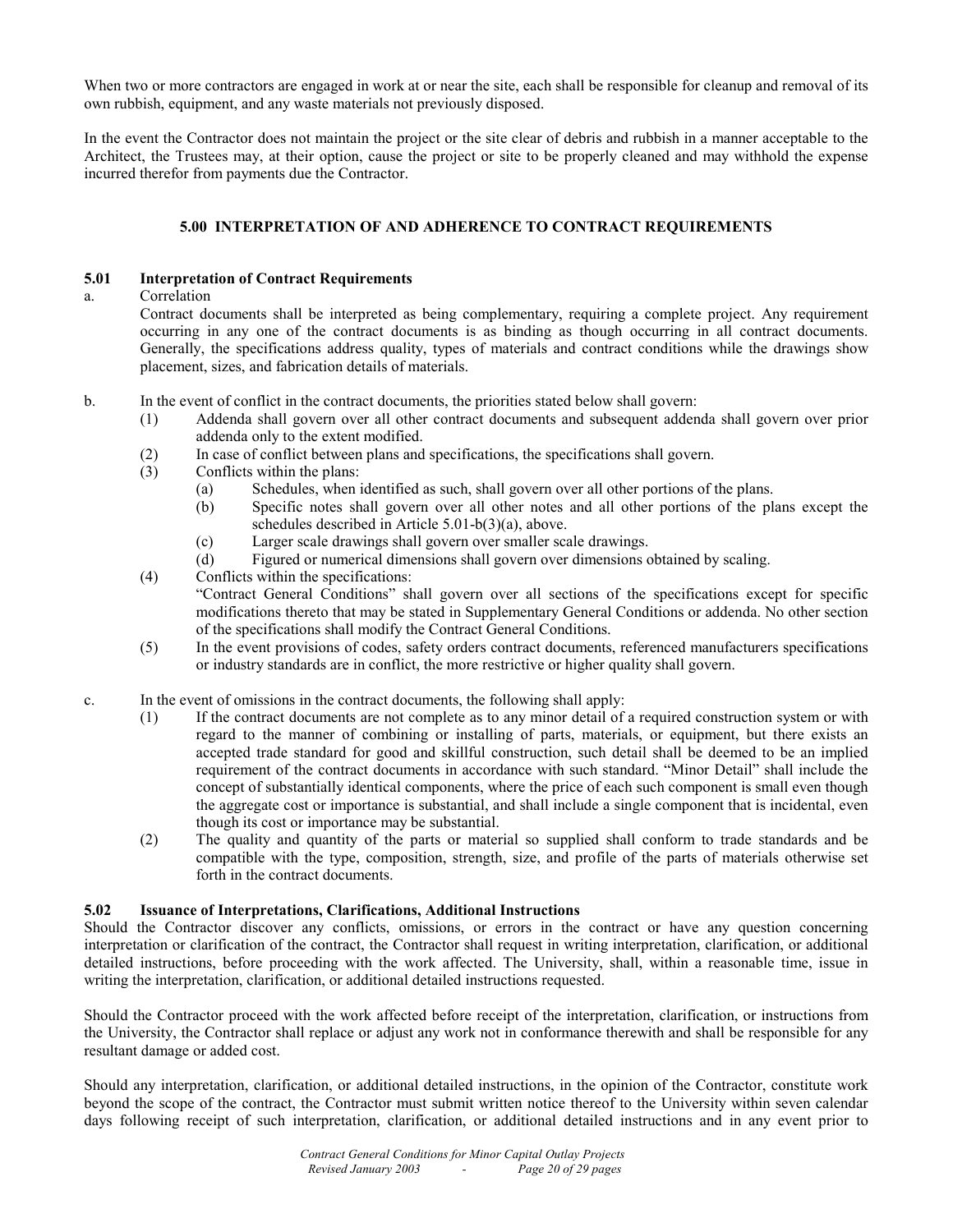When two or more contractors are engaged in work at or near the site, each shall be responsible for cleanup and removal of its own rubbish, equipment, and any waste materials not previously disposed.

In the event the Contractor does not maintain the project or the site clear of debris and rubbish in a manner acceptable to the Architect, the Trustees may, at their option, cause the project or site to be properly cleaned and may withhold the expense incurred therefor from payments due the Contractor.

## 5.00 INTERPRETATION OF AND ADHERENCE TO CONTRACT REQUIREMENTS

### 5.01 Interpretation of Contract Requirements

a. Correlation

Contract documents shall be interpreted as being complementary, requiring a complete project. Any requirement occurring in any one of the contract documents is as binding as though occurring in all contract documents. Generally, the specifications address quality, types of materials and contract conditions while the drawings show placement, sizes, and fabrication details of materials.

b. In the event of conflict in the contract documents, the priorities stated below shall govern:

(1) Addenda shall govern over all other contract documents and subsequent addenda shall govern over prior addenda only to the extent modified.

(2) In case of conflict between plans and specifications, the specifications shall govern.

(3) Conflicts within the plans:

(a) Schedules, when identified as such, shall govern over all other portions of the plans.

(b) Specific notes shall govern over all other notes and all other portions of the plans except the schedules described in Article 5.01-b(3)(a), above.

(c) Larger scale drawings shall govern over smaller scale drawings.

(d) Figured or numerical dimensions shall govern over dimensions obtained by scaling.

(4) Conflicts within the specifications:

"Contract General Conditions" shall govern over all sections of the specifications except for specific modifications thereto that may be stated in Supplementary General Conditions or addenda. No other section of the specifications shall modify the Contract General Conditions.

(5) In the event provisions of codes, safety orders contract documents, referenced manufacturers specifications or industry standards are in conflict, the more restrictive or higher quality shall govern.

c. In the event of omissions in the contract documents, the following shall apply:

(1) If the contract documents are not complete as to any minor detail of a required construction system or with regard to the manner of combining or installing of parts, materials, or equipment, but there exists an accepted trade standard for good and skillful construction, such detail shall be deemed to be an implied requirement of the contract documents in accordance with such standard. "Minor Detail" shall include the concept of substantially identical components, where the price of each such component is small even though the aggregate cost or importance is substantial, and shall include a single component that is incidental, even though its cost or importance may be substantial.

(2) The quality and quantity of the parts or material so supplied shall conform to trade standards and be compatible with the type, composition, strength, size, and profile of the parts of materials otherwise set forth in the contract documents.

### 5.02 Issuance of Interpretations, Clarifications, Additional Instructions

Should the Contractor discover any conflicts, omissions, or errors in the contract or have any question concerning interpretation or clarification of the contract, the Contractor shall request in writing interpretation, clarification, or additional detailed instructions, before proceeding with the work affected. The University, shall, within a reasonable time, issue in writing the interpretation, clarification, or additional detailed instructions requested.

Should the Contractor proceed with the work affected before receipt of the interpretation, clarification, or instructions from the University, the Contractor shall replace or adjust any work not in conformance therewith and shall be responsible for any resultant damage or added cost.

Should any interpretation, clarification, or additional detailed instructions, in the opinion of the Contractor, constitute work beyond the scope of the contract, the Contractor must submit written notice thereof to the University within seven calendar days following receipt of such interpretation, clarification, or additional detailed instructions and in any event prior to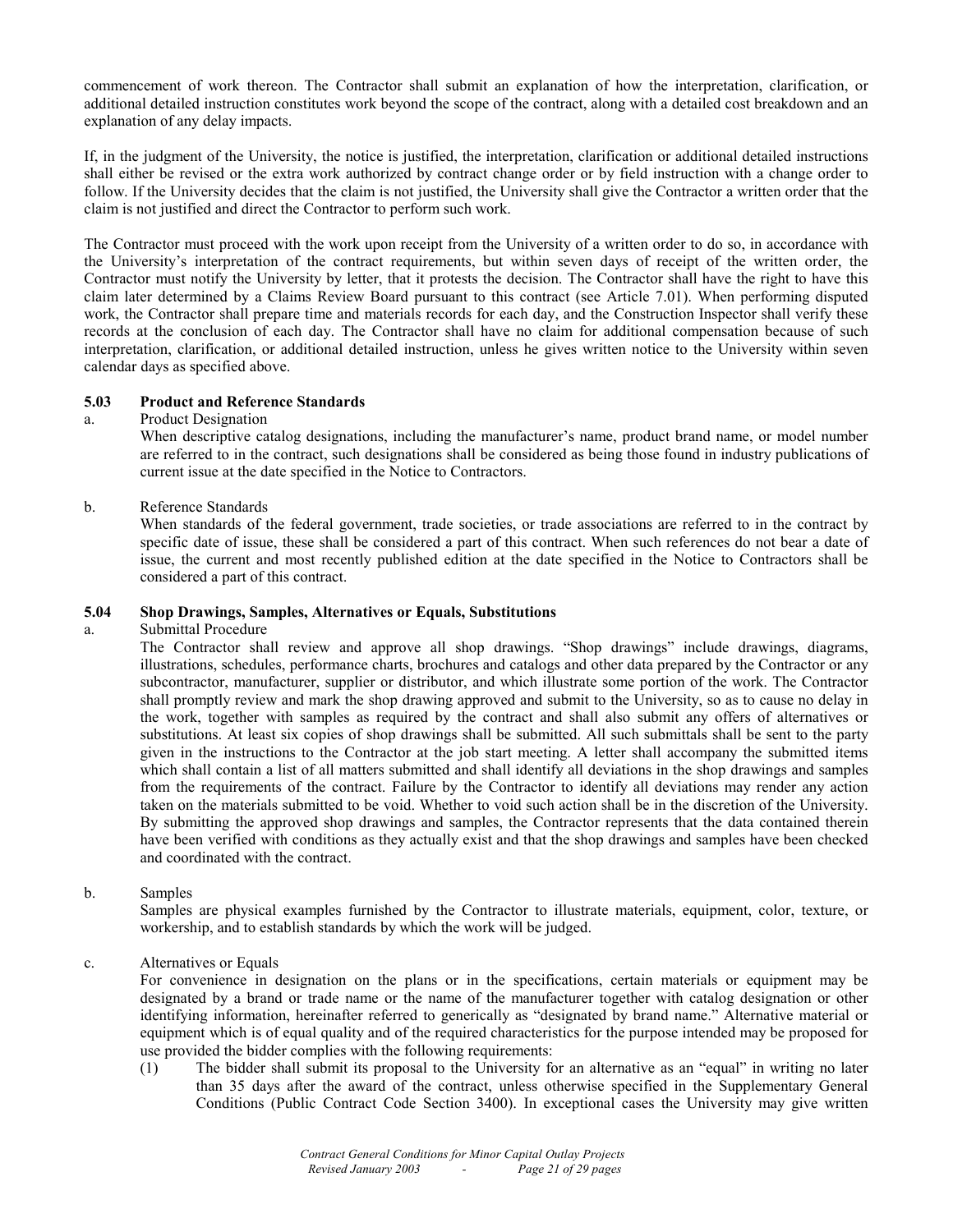commencement of work thereon. The Contractor shall submit an explanation of how the interpretation, clarification, or additional detailed instruction constitutes work beyond the scope of the contract, along with a detailed cost breakdown and an explanation of any delay impacts.

If, in the judgment of the University, the notice is justified, the interpretation, clarification or additional detailed instructions shall either be revised or the extra work authorized by contract change order or by field instruction with a change order to follow. If the University decides that the claim is not justified, the University shall give the Contractor a written order that the claim is not justified and direct the Contractor to perform such work.

The Contractor must proceed with the work upon receipt from the University of a written order to do so, in accordance with the University's interpretation of the contract requirements, but within seven days of receipt of the written order, the Contractor must notify the University by letter, that it protests the decision. The Contractor shall have the right to have this claim later determined by a Claims Review Board pursuant to this contract (see Article 7.01). When performing disputed work, the Contractor shall prepare time and materials records for each day, and the Construction Inspector shall verify these records at the conclusion of each day. The Contractor shall have no claim for additional compensation because of such interpretation, clarification, or additional detailed instruction, unless he gives written notice to the University within seven calendar days as specified above.

### 5.03 Product and Reference Standards

a. Product Designation

When descriptive catalog designations, including the manufacturer's name, product brand name, or model number are referred to in the contract, such designations shall be considered as being those found in industry publications of current issue at the date specified in the Notice to Contractors.

b. Reference Standards

When standards of the federal government, trade societies, or trade associations are referred to in the contract by specific date of issue, these shall be considered a part of this contract. When such references do not bear a date of issue, the current and most recently published edition at the date specified in the Notice to Contractors shall be considered a part of this contract.

### 5.04 Shop Drawings, Samples, Alternatives or Equals, Substitutions

a. Submittal Procedure

The Contractor shall review and approve all shop drawings. "Shop drawings" include drawings, diagrams, illustrations, schedules, performance charts, brochures and catalogs and other data prepared by the Contractor or any subcontractor, manufacturer, supplier or distributor, and which illustrate some portion of the work. The Contractor shall promptly review and mark the shop drawing approved and submit to the University, so as to cause no delay in the work, together with samples as required by the contract and shall also submit any offers of alternatives or substitutions. At least six copies of shop drawings shall be submitted. All such submittals shall be sent to the party given in the instructions to the Contractor at the job start meeting. A letter shall accompany the submitted items which shall contain a list of all matters submitted and shall identify all deviations in the shop drawings and samples from the requirements of the contract. Failure by the Contractor to identify all deviations may render any action taken on the materials submitted to be void. Whether to void such action shall be in the discretion of the University. By submitting the approved shop drawings and samples, the Contractor represents that the data contained therein have been verified with conditions as they actually exist and that the shop drawings and samples have been checked and coordinated with the contract.

b. Samples

Samples are physical examples furnished by the Contractor to illustrate materials, equipment, color, texture, or workership, and to establish standards by which the work will be judged.

c. Alternatives or Equals

For convenience in designation on the plans or in the specifications, certain materials or equipment may be designated by a brand or trade name or the name of the manufacturer together with catalog designation or other identifying information, hereinafter referred to generically as "designated by brand name." Alternative material or equipment which is of equal quality and of the required characteristics for the purpose intended may be proposed for use provided the bidder complies with the following requirements:

(1) The bidder shall submit its proposal to the University for an alternative as an "equal" in writing no later than 35 days after the award of the contract, unless otherwise specified in the Supplementary General Conditions (Public Contract Code Section 3400). In exceptional cases the University may give written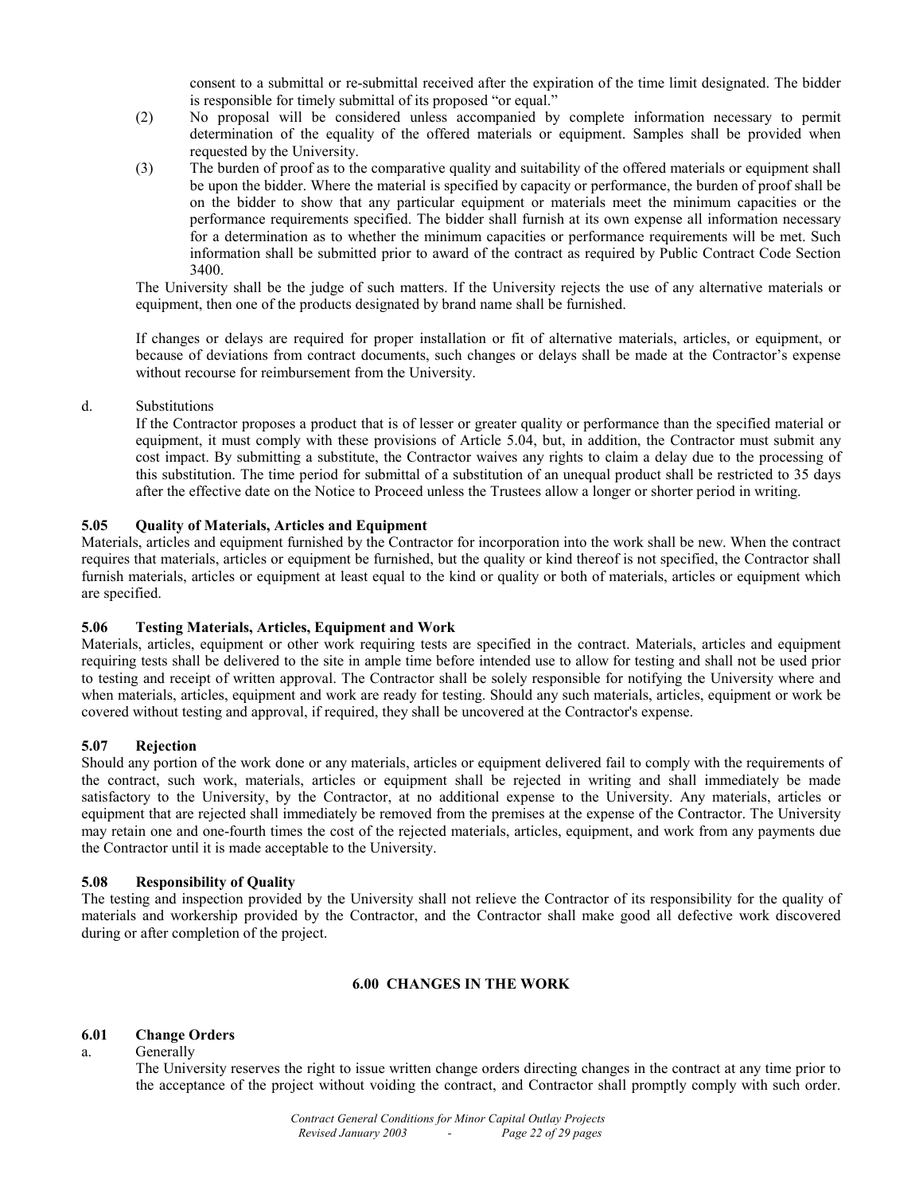consent to a submittal or re-submittal received after the expiration of the time limit designated. The bidder is responsible for timely submittal of its proposed "or equal."

(2) No proposal will be considered unless accompanied by complete information necessary to permit determination of the equality of the offered materials or equipment. Samples shall be provided when requested by the University.

(3) The burden of proof as to the comparative quality and suitability of the offered materials or equipment shall be upon the bidder. Where the material is specified by capacity or performance, the burden of proof shall be on the bidder to show that any particular equipment or materials meet the minimum capacities or the performance requirements specified. The bidder shall furnish at its own expense all information necessary for a determination as to whether the minimum capacities or performance requirements will be met. Such information shall be submitted prior to award of the contract as required by Public Contract Code Section 3400.

The University shall be the judge of such matters. If the University rejects the use of any alternative materials or equipment, then one of the products designated by brand name shall be furnished.

If changes or delays are required for proper installation or fit of alternative materials, articles, or equipment, or because of deviations from contract documents, such changes or delays shall be made at the Contractor's expense without recourse for reimbursement from the University.

d. Substitutions

If the Contractor proposes a product that is of lesser or greater quality or performance than the specified material or equipment, it must comply with these provisions of Article 5.04, but, in addition, the Contractor must submit any cost impact. By submitting a substitute, the Contractor waives any rights to claim a delay due to the processing of this substitution. The time period for submittal of a substitution of an unequal product shall be restricted to 35 days after the effective date on the Notice to Proceed unless the Trustees allow a longer or shorter period in writing.

### 5.05 Quality of Materials, Articles and Equipment

Materials, articles and equipment furnished by the Contractor for incorporation into the work shall be new. When the contract requires that materials, articles or equipment be furnished, but the quality or kind thereof is not specified, the Contractor shall furnish materials, articles or equipment at least equal to the kind or quality or both of materials, articles or equipment which are specified.

### 5.06 Testing Materials, Articles, Equipment and Work

Materials, articles, equipment or other work requiring tests are specified in the contract. Materials, articles and equipment requiring tests shall be delivered to the site in ample time before intended use to allow for testing and shall not be used prior to testing and receipt of written approval. The Contractor shall be solely responsible for notifying the University where and when materials, articles, equipment and work are ready for testing. Should any such materials, articles, equipment or work be covered without testing and approval, if required, they shall be uncovered at the Contractor's expense.

### 5.07 Rejection

Should any portion of the work done or any materials, articles or equipment delivered fail to comply with the requirements of the contract, such work, materials, articles or equipment shall be rejected in writing and shall immediately be made satisfactory to the University, by the Contractor, at no additional expense to the University. Any materials, articles or equipment that are rejected shall immediately be removed from the premises at the expense of the Contractor. The University may retain one and one-fourth times the cost of the rejected materials, articles, equipment, and work from any payments due the Contractor until it is made acceptable to the University.

### 5.08 Responsibility of Quality

The testing and inspection provided by the University shall not relieve the Contractor of its responsibility for the quality of materials and workership provided by the Contractor, and the Contractor shall make good all defective work discovered during or after completion of the project.

## 6.00 CHANGES IN THE WORK

### 6.01 Change Orders

a. Generally

The University reserves the right to issue written change orders directing changes in the contract at any time prior to the acceptance of the project without voiding the contract, and Contractor shall promptly comply with such order.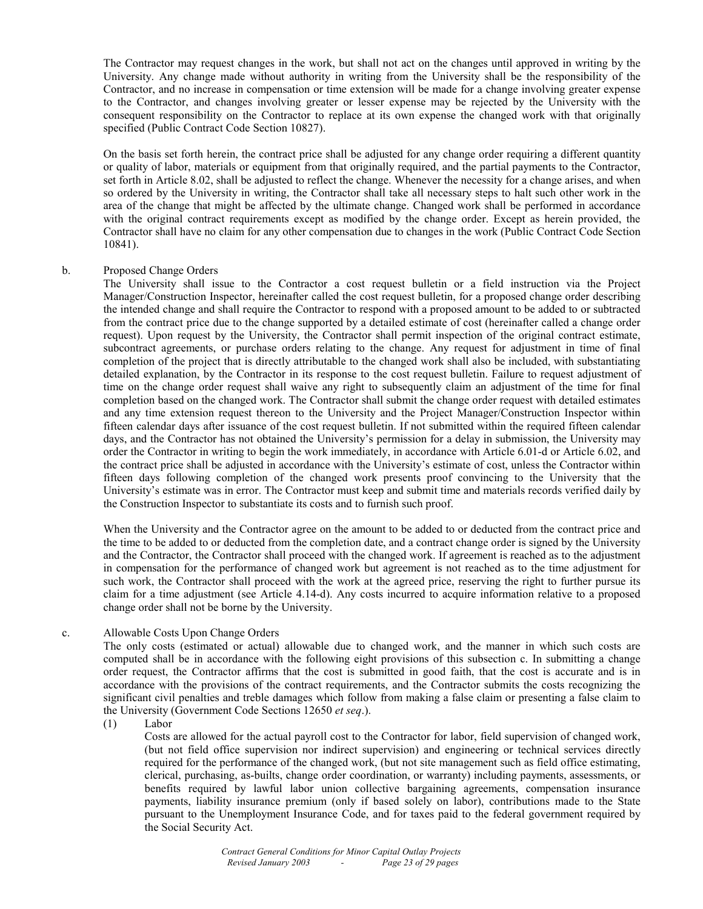The Contractor may request changes in the work, but shall not act on the changes until approved in writing by the University. Any change made without authority in writing from the University shall be the responsibility of the Contractor, and no increase in compensation or time extension will be made for a change involving greater expense to the Contractor, and changes involving greater or lesser expense may be rejected by the University with the consequent responsibility on the Contractor to replace at its own expense the changed work with that originally specified (Public Contract Code Section 10827).

On the basis set forth herein, the contract price shall be adjusted for any change order requiring a different quantity or quality of labor, materials or equipment from that originally required, and the partial payments to the Contractor, set forth in Article 8.02, shall be adjusted to reflect the change. Whenever the necessity for a change arises, and when so ordered by the University in writing, the Contractor shall take all necessary steps to halt such other work in the area of the change that might be affected by the ultimate change. Changed work shall be performed in accordance with the original contract requirements except as modified by the change order. Except as herein provided, the Contractor shall have no claim for any other compensation due to changes in the work (Public Contract Code Section 10841).

b. Proposed Change Orders

The University shall issue to the Contractor a cost request bulletin or a field instruction via the Project Manager/Construction Inspector, hereinafter called the cost request bulletin, for a proposed change order describing the intended change and shall require the Contractor to respond with a proposed amount to be added to or subtracted from the contract price due to the change supported by a detailed estimate of cost (hereinafter called a change order request). Upon request by the University, the Contractor shall permit inspection of the original contract estimate, subcontract agreements, or purchase orders relating to the change. Any request for adjustment in time of final completion of the project that is directly attributable to the changed work shall also be included, with substantiating detailed explanation, by the Contractor in its response to the cost request bulletin. Failure to request adjustment of time on the change order request shall waive any right to subsequently claim an adjustment of the time for final completion based on the changed work. The Contractor shall submit the change order request with detailed estimates and any time extension request thereon to the University and the Project Manager/Construction Inspector within fifteen calendar days after issuance of the cost request bulletin. If not submitted within the required fifteen calendar days, and the Contractor has not obtained the University's permission for a delay in submission, the University may order the Contractor in writing to begin the work immediately, in accordance with Article 6.01-d or Article 6.02, and the contract price shall be adjusted in accordance with the University's estimate of cost, unless the Contractor within fifteen days following completion of the changed work presents proof convincing to the University that the University's estimate was in error. The Contractor must keep and submit time and materials records verified daily by the Construction Inspector to substantiate its costs and to furnish such proof.

When the University and the Contractor agree on the amount to be added to or deducted from the contract price and the time to be added to or deducted from the completion date, and a contract change order is signed by the University and the Contractor, the Contractor shall proceed with the changed work. If agreement is reached as to the adjustment in compensation for the performance of changed work but agreement is not reached as to the time adjustment for such work, the Contractor shall proceed with the work at the agreed price, reserving the right to further pursue its claim for a time adjustment (see Article 4.14-d). Any costs incurred to acquire information relative to a proposed change order shall not be borne by the University.

c. Allowable Costs Upon Change Orders

The only costs (estimated or actual) allowable due to changed work, and the manner in which such costs are computed shall be in accordance with the following eight provisions of this subsection c. In submitting a change order request, the Contractor affirms that the cost is submitted in good faith, that the cost is accurate and is in accordance with the provisions of the contract requirements, and the Contractor submits the costs recognizing the significant civil penalties and treble damages which follow from making a false claim or presenting a false claim to the University (Government Code Sections 12650 *et seq*.).

(1) Labor

Costs are allowed for the actual payroll cost to the Contractor for labor, field supervision of changed work, (but not field office supervision nor indirect supervision) and engineering or technical services directly required for the performance of the changed work, (but not site management such as field office estimating, clerical, purchasing, as-builts, change order coordination, or warranty) including payments, assessments, or benefits required by lawful labor union collective bargaining agreements, compensation insurance payments, liability insurance premium (only if based solely on labor), contributions made to the State pursuant to the Unemployment Insurance Code, and for taxes paid to the federal government required by the Social Security Act.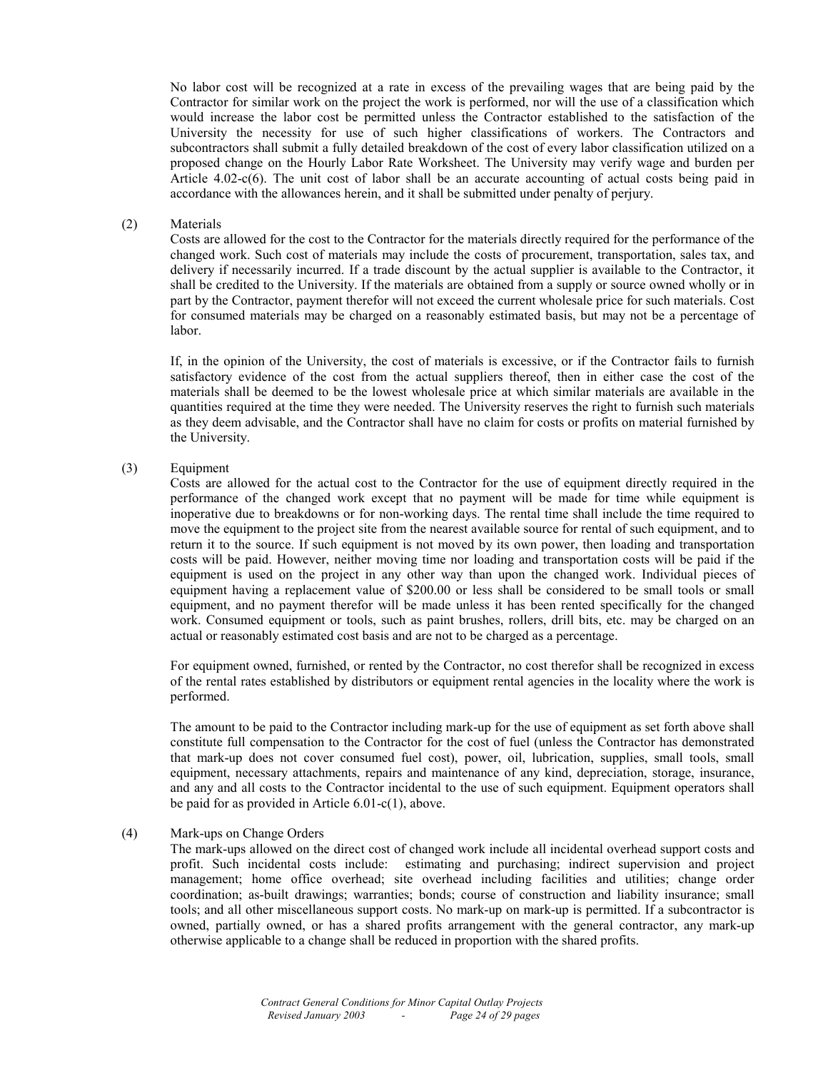No labor cost will be recognized at a rate in excess of the prevailing wages that are being paid by the Contractor for similar work on the project the work is performed, nor will the use of a classification which would increase the labor cost be permitted unless the Contractor established to the satisfaction of the University the necessity for use of such higher classifications of workers. The Contractors and subcontractors shall submit a fully detailed breakdown of the cost of every labor classification utilized on a proposed change on the Hourly Labor Rate Worksheet. The University may verify wage and burden per Article 4.02-c(6). The unit cost of labor shall be an accurate accounting of actual costs being paid in accordance with the allowances herein, and it shall be submitted under penalty of perjury.

(2) Materials

Costs are allowed for the cost to the Contractor for the materials directly required for the performance of the changed work. Such cost of materials may include the costs of procurement, transportation, sales tax, and delivery if necessarily incurred. If a trade discount by the actual supplier is available to the Contractor, it shall be credited to the University. If the materials are obtained from a supply or source owned wholly or in part by the Contractor, payment therefor will not exceed the current wholesale price for such materials. Cost for consumed materials may be charged on a reasonably estimated basis, but may not be a percentage of labor.

If, in the opinion of the University, the cost of materials is excessive, or if the Contractor fails to furnish satisfactory evidence of the cost from the actual suppliers thereof, then in either case the cost of the materials shall be deemed to be the lowest wholesale price at which similar materials are available in the quantities required at the time they were needed. The University reserves the right to furnish such materials as they deem advisable, and the Contractor shall have no claim for costs or profits on material furnished by the University.

(3) Equipment

Costs are allowed for the actual cost to the Contractor for the use of equipment directly required in the performance of the changed work except that no payment will be made for time while equipment is inoperative due to breakdowns or for non-working days. The rental time shall include the time required to move the equipment to the project site from the nearest available source for rental of such equipment, and to return it to the source. If such equipment is not moved by its own power, then loading and transportation costs will be paid. However, neither moving time nor loading and transportation costs will be paid if the equipment is used on the project in any other way than upon the changed work. Individual pieces of equipment having a replacement value of $200.00 or less shall be considered to be small tools or small equipment, and no payment therefor will be made unless it has been rented specifically for the changed work. Consumed equipment or tools, such as paint brushes, rollers, drill bits, etc. may be charged on an actual or reasonably estimated cost basis and are not to be charged as a percentage.

For equipment owned, furnished, or rented by the Contractor, no cost therefor shall be recognized in excess of the rental rates established by distributors or equipment rental agencies in the locality where the work is performed.

The amount to be paid to the Contractor including mark-up for the use of equipment as set forth above shall constitute full compensation to the Contractor for the cost of fuel (unless the Contractor has demonstrated that mark-up does not cover consumed fuel cost), power, oil, lubrication, supplies, small tools, small equipment, necessary attachments, repairs and maintenance of any kind, depreciation, storage, insurance, and any and all costs to the Contractor incidental to the use of such equipment. Equipment operators shall be paid for as provided in Article 6.01-c(1), above.

(4) Mark-ups on Change Orders

The mark-ups allowed on the direct cost of changed work include all incidental overhead support costs and profit. Such incidental costs include: estimating and purchasing; indirect supervision and project management; home office overhead; site overhead including facilities and utilities; change order coordination; as-built drawings; warranties; bonds; course of construction and liability insurance; small tools; and all other miscellaneous support costs. No mark-up on mark-up is permitted. If a subcontractor is owned, partially owned, or has a shared profits arrangement with the general contractor, any mark-up otherwise applicable to a change shall be reduced in proportion with the shared profits.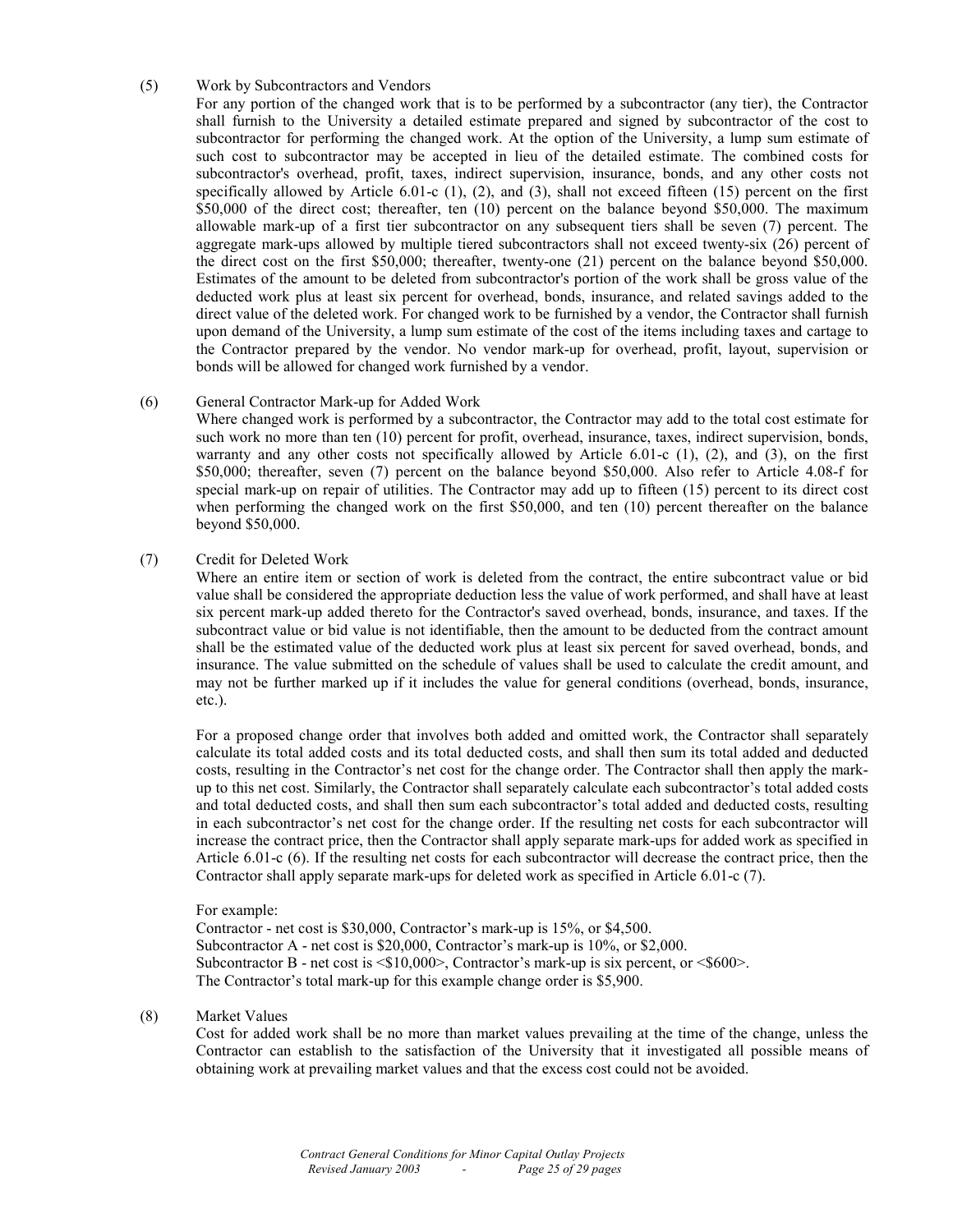(5) Work by Subcontractors and Vendors

For any portion of the changed work that is to be performed by a subcontractor (any tier), the Contractor shall furnish to the University a detailed estimate prepared and signed by subcontractor of the cost to subcontractor for performing the changed work. At the option of the University, a lump sum estimate of such cost to subcontractor may be accepted in lieu of the detailed estimate. The combined costs for subcontractor's overhead, profit, taxes, indirect supervision, insurance, bonds, and any other costs not specifically allowed by Article 6.01-c (1), (2), and (3), shall not exceed fifteen (15) percent on the first $50,000 of the direct cost; thereafter, ten (10) percent on the balance beyond $50,000. The maximum allowable mark-up of a first tier subcontractor on any subsequent tiers shall be seven (7) percent. The aggregate mark-ups allowed by multiple tiered subcontractors shall not exceed twenty-six (26) percent of the direct cost on the first $50,000; thereafter, twenty-one (21) percent on the balance beyond $50,000. Estimates of the amount to be deleted from subcontractor's portion of the work shall be gross value of the deducted work plus at least six percent for overhead, bonds, insurance, and related savings added to the direct value of the deleted work. For changed work to be furnished by a vendor, the Contractor shall furnish upon demand of the University, a lump sum estimate of the cost of the items including taxes and cartage to the Contractor prepared by the vendor. No vendor mark-up for overhead, profit, layout, supervision or bonds will be allowed for changed work furnished by a vendor.

(6) General Contractor Mark-up for Added Work

Where changed work is performed by a subcontractor, the Contractor may add to the total cost estimate for such work no more than ten (10) percent for profit, overhead, insurance, taxes, indirect supervision, bonds, warranty and any other costs not specifically allowed by Article 6.01-c (1), (2), and (3), on the first $50,000; thereafter, seven (7) percent on the balance beyond $50,000. Also refer to Article 4.08-f for special mark-up on repair of utilities. The Contractor may add up to fifteen (15) percent to its direct cost when performing the changed work on the first $50,000, and ten (10) percent thereafter on the balance beyond $50,000.

(7) Credit for Deleted Work

Where an entire item or section of work is deleted from the contract, the entire subcontract value or bid value shall be considered the appropriate deduction less the value of work performed, and shall have at least six percent mark-up added thereto for the Contractor's saved overhead, bonds, insurance, and taxes. If the subcontract value or bid value is not identifiable, then the amount to be deducted from the contract amount shall be the estimated value of the deducted work plus at least six percent for saved overhead, bonds, and insurance. The value submitted on the schedule of values shall be used to calculate the credit amount, and may not be further marked up if it includes the value for general conditions (overhead, bonds, insurance, etc.).

For a proposed change order that involves both added and omitted work, the Contractor shall separately calculate its total added costs and its total deducted costs, and shall then sum its total added and deducted costs, resulting in the Contractor's net cost for the change order. The Contractor shall then apply the mark-up to this net cost. Similarly, the Contractor shall separately calculate each subcontractor's total added costs and total deducted costs, and shall then sum each subcontractor's total added and deducted costs, resulting in each subcontractor's net cost for the change order. If the resulting net costs for each subcontractor will increase the contract price, then the Contractor shall apply separate mark-ups for added work as specified in Article 6.01-c (6). If the resulting net costs for each subcontractor will decrease the contract price, then the Contractor shall apply separate mark-ups for deleted work as specified in Article 6.01-c (7).

For example:
Contractor - net cost is $30,000, Contractor's mark-up is 15%, or $4,500.
Subcontractor A - net cost is $20,000, Contractor's mark-up is 10%, or $2,000.
Subcontractor B - net cost is <$10,000>, Contractor's mark-up is six percent, or <$600>.
The Contractor's total mark-up for this example change order is $5,900.

(8) Market Values

Cost for added work shall be no more than market values prevailing at the time of the change, unless the Contractor can establish to the satisfaction of the University that it investigated all possible means of obtaining work at prevailing market values and that the excess cost could not be avoided.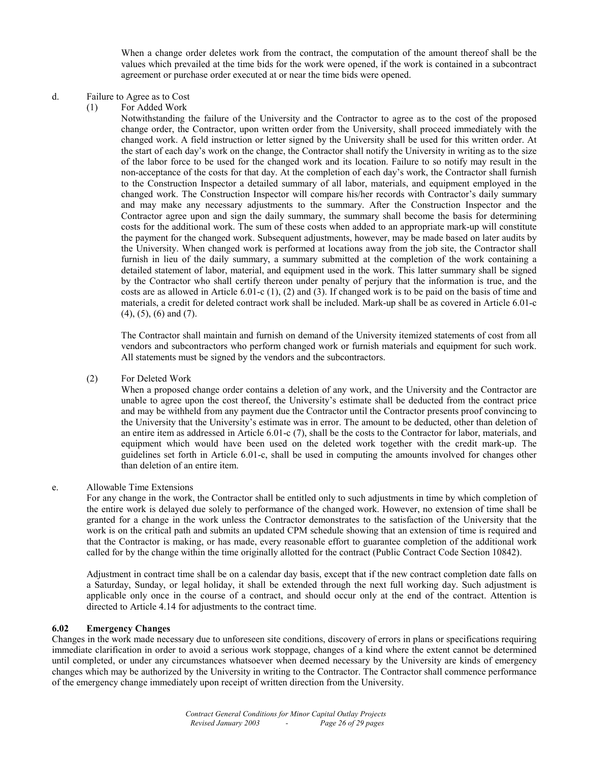When a change order deletes work from the contract, the computation of the amount thereof shall be the values which prevailed at the time bids for the work were opened, if the work is contained in a subcontract agreement or purchase order executed at or near the time bids were opened.

d. Failure to Agree as to Cost

(1) For Added Work

Notwithstanding the failure of the University and the Contractor to agree as to the cost of the proposed change order, the Contractor, upon written order from the University, shall proceed immediately with the changed work. A field instruction or letter signed by the University shall be used for this written order. At the start of each day's work on the change, the Contractor shall notify the University in writing as to the size of the labor force to be used for the changed work and its location. Failure to so notify may result in the non-acceptance of the costs for that day. At the completion of each day's work, the Contractor shall furnish to the Construction Inspector a detailed summary of all labor, materials, and equipment employed in the changed work. The Construction Inspector will compare his/her records with Contractor's daily summary and may make any necessary adjustments to the summary. After the Construction Inspector and the Contractor agree upon and sign the daily summary, the summary shall become the basis for determining costs for the additional work. The sum of these costs when added to an appropriate mark-up will constitute the payment for the changed work. Subsequent adjustments, however, may be made based on later audits by the University. When changed work is performed at locations away from the job site, the Contractor shall furnish in lieu of the daily summary, a summary submitted at the completion of the work containing a detailed statement of labor, material, and equipment used in the work. This latter summary shall be signed by the Contractor who shall certify thereon under penalty of perjury that the information is true, and the costs are as allowed in Article 6.01-c (1), (2) and (3). If changed work is to be paid on the basis of time and materials, a credit for deleted contract work shall be included. Mark-up shall be as covered in Article 6.01-c (4), (5), (6) and (7).

The Contractor shall maintain and furnish on demand of the University itemized statements of cost from all vendors and subcontractors who perform changed work or furnish materials and equipment for such work. All statements must be signed by the vendors and the subcontractors.

(2) For Deleted Work

When a proposed change order contains a deletion of any work, and the University and the Contractor are unable to agree upon the cost thereof, the University's estimate shall be deducted from the contract price and may be withheld from any payment due the Contractor until the Contractor presents proof convincing to the University that the University's estimate was in error. The amount to be deducted, other than deletion of an entire item as addressed in Article 6.01-c (7), shall be the costs to the Contractor for labor, materials, and equipment which would have been used on the deleted work together with the credit mark-up. The guidelines set forth in Article 6.01-c, shall be used in computing the amounts involved for changes other than deletion of an entire item.

e. Allowable Time Extensions

For any change in the work, the Contractor shall be entitled only to such adjustments in time by which completion of the entire work is delayed due solely to performance of the changed work. However, no extension of time shall be granted for a change in the work unless the Contractor demonstrates to the satisfaction of the University that the work is on the critical path and submits an updated CPM schedule showing that an extension of time is required and that the Contractor is making, or has made, every reasonable effort to guarantee completion of the additional work called for by the change within the time originally allotted for the contract (Public Contract Code Section 10842).

Adjustment in contract time shall be on a calendar day basis, except that if the new contract completion date falls on a Saturday, Sunday, or legal holiday, it shall be extended through the next full working day. Such adjustment is applicable only once in the course of a contract, and should occur only at the end of the contract. Attention is directed to Article 4.14 for adjustments to the contract time.

### 6.02 Emergency Changes

Changes in the work made necessary due to unforeseen site conditions, discovery of errors in plans or specifications requiring immediate clarification in order to avoid a serious work stoppage, changes of a kind where the extent cannot be determined until completed, or under any circumstances whatsoever when deemed necessary by the University are kinds of emergency changes which may be authorized by the University in writing to the Contractor. The Contractor shall commence performance of the emergency change immediately upon receipt of written direction from the University.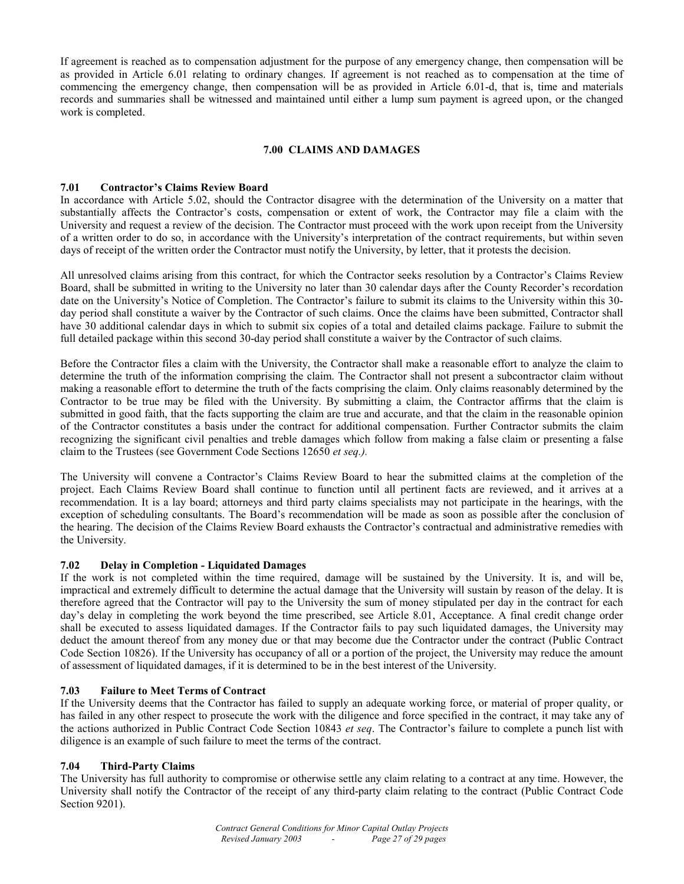If agreement is reached as to compensation adjustment for the purpose of any emergency change, then compensation will be as provided in Article 6.01 relating to ordinary changes. If agreement is not reached as to compensation at the time of commencing the emergency change, then compensation will be as provided in Article 6.01-d, that is, time and materials records and summaries shall be witnessed and maintained until either a lump sum payment is agreed upon, or the changed work is completed.

## 7.00 CLAIMS AND DAMAGES

### 7.01 Contractor's Claims Review Board

In accordance with Article 5.02, should the Contractor disagree with the determination of the University on a matter that substantially affects the Contractor's costs, compensation or extent of work, the Contractor may file a claim with the University and request a review of the decision. The Contractor must proceed with the work upon receipt from the University of a written order to do so, in accordance with the University's interpretation of the contract requirements, but within seven days of receipt of the written order the Contractor must notify the University, by letter, that it protests the decision.

All unresolved claims arising from this contract, for which the Contractor seeks resolution by a Contractor's Claims Review Board, shall be submitted in writing to the University no later than 30 calendar days after the County Recorder's recordation date on the University's Notice of Completion. The Contractor's failure to submit its claims to the University within this 30-day period shall constitute a waiver by the Contractor of such claims. Once the claims have been submitted, Contractor shall have 30 additional calendar days in which to submit six copies of a total and detailed claims package. Failure to submit the full detailed package within this second 30-day period shall constitute a waiver by the Contractor of such claims.

Before the Contractor files a claim with the University, the Contractor shall make a reasonable effort to analyze the claim to determine the truth of the information comprising the claim. The Contractor shall not present a subcontractor claim without making a reasonable effort to determine the truth of the facts comprising the claim. Only claims reasonably determined by the Contractor to be true may be filed with the University. By submitting a claim, the Contractor affirms that the claim is submitted in good faith, that the facts supporting the claim are true and accurate, and that the claim in the reasonable opinion of the Contractor constitutes a basis under the contract for additional compensation. Further Contractor submits the claim recognizing the significant civil penalties and treble damages which follow from making a false claim or presenting a false claim to the Trustees (see Government Code Sections 12650 *et seq.).*

The University will convene a Contractor's Claims Review Board to hear the submitted claims at the completion of the project. Each Claims Review Board shall continue to function until all pertinent facts are reviewed, and it arrives at a recommendation. It is a lay board; attorneys and third party claims specialists may not participate in the hearings, with the exception of scheduling consultants. The Board's recommendation will be made as soon as possible after the conclusion of the hearing. The decision of the Claims Review Board exhausts the Contractor's contractual and administrative remedies with the University.

### 7.02 Delay in Completion - Liquidated Damages

If the work is not completed within the time required, damage will be sustained by the University. It is, and will be, impractical and extremely difficult to determine the actual damage that the University will sustain by reason of the delay. It is therefore agreed that the Contractor will pay to the University the sum of money stipulated per day in the contract for each day's delay in completing the work beyond the time prescribed, see Article 8.01, Acceptance. A final credit change order shall be executed to assess liquidated damages. If the Contractor fails to pay such liquidated damages, the University may deduct the amount thereof from any money due or that may become due the Contractor under the contract (Public Contract Code Section 10826). If the University has occupancy of all or a portion of the project, the University may reduce the amount of assessment of liquidated damages, if it is determined to be in the best interest of the University.

### 7.03 Failure to Meet Terms of Contract

If the University deems that the Contractor has failed to supply an adequate working force, or material of proper quality, or has failed in any other respect to prosecute the work with the diligence and force specified in the contract, it may take any of the actions authorized in Public Contract Code Section 10843 *et seq*. The Contractor's failure to complete a punch list with diligence is an example of such failure to meet the terms of the contract.

### 7.04 Third-Party Claims

The University has full authority to compromise or otherwise settle any claim relating to a contract at any time. However, the University shall notify the Contractor of the receipt of any third-party claim relating to the contract (Public Contract Code Section 9201).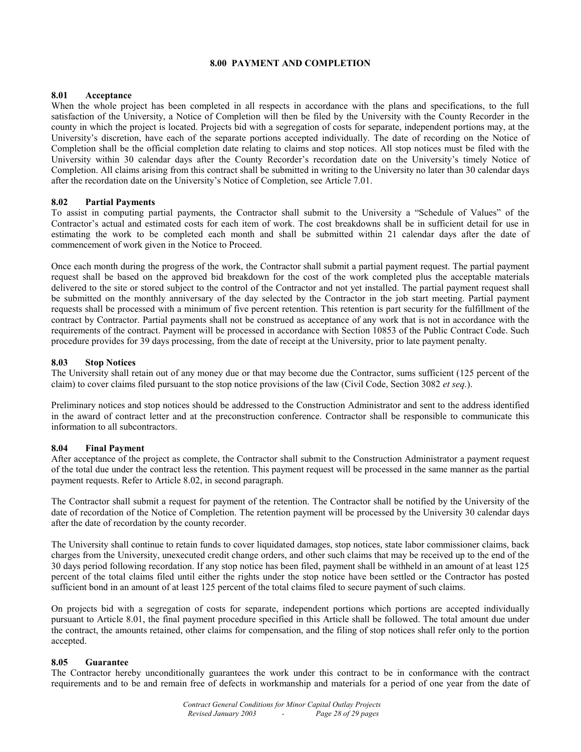## 8.00 PAYMENT AND COMPLETION

### 8.01 Acceptance

When the whole project has been completed in all respects in accordance with the plans and specifications, to the full satisfaction of the University, a Notice of Completion will then be filed by the University with the County Recorder in the county in which the project is located. Projects bid with a segregation of costs for separate, independent portions may, at the University's discretion, have each of the separate portions accepted individually. The date of recording on the Notice of Completion shall be the official completion date relating to claims and stop notices. All stop notices must be filed with the University within 30 calendar days after the County Recorder's recordation date on the University's timely Notice of Completion. All claims arising from this contract shall be submitted in writing to the University no later than 30 calendar days after the recordation date on the University's Notice of Completion, see Article 7.01.

### 8.02 Partial Payments

To assist in computing partial payments, the Contractor shall submit to the University a "Schedule of Values" of the Contractor's actual and estimated costs for each item of work. The cost breakdowns shall be in sufficient detail for use in estimating the work to be completed each month and shall be submitted within 21 calendar days after the date of commencement of work given in the Notice to Proceed.

Once each month during the progress of the work, the Contractor shall submit a partial payment request. The partial payment request shall be based on the approved bid breakdown for the cost of the work completed plus the acceptable materials delivered to the site or stored subject to the control of the Contractor and not yet installed. The partial payment request shall be submitted on the monthly anniversary of the day selected by the Contractor in the job start meeting. Partial payment requests shall be processed with a minimum of five percent retention. This retention is part security for the fulfillment of the contract by Contractor. Partial payments shall not be construed as acceptance of any work that is not in accordance with the requirements of the contract. Payment will be processed in accordance with Section 10853 of the Public Contract Code. Such procedure provides for 39 days processing, from the date of receipt at the University, prior to late payment penalty.

### 8.03 Stop Notices

The University shall retain out of any money due or that may become due the Contractor, sums sufficient (125 percent of the claim) to cover claims filed pursuant to the stop notice provisions of the law (Civil Code, Section 3082 *et seq.*).

Preliminary notices and stop notices should be addressed to the Construction Administrator and sent to the address identified in the award of contract letter and at the preconstruction conference. Contractor shall be responsible to communicate this information to all subcontractors.

### 8.04 Final Payment

After acceptance of the project as complete, the Contractor shall submit to the Construction Administrator a payment request of the total due under the contract less the retention. This payment request will be processed in the same manner as the partial payment requests. Refer to Article 8.02, in second paragraph.

The Contractor shall submit a request for payment of the retention. The Contractor shall be notified by the University of the date of recordation of the Notice of Completion. The retention payment will be processed by the University 30 calendar days after the date of recordation by the county recorder.

The University shall continue to retain funds to cover liquidated damages, stop notices, state labor commissioner claims, back charges from the University, unexecuted credit change orders, and other such claims that may be received up to the end of the 30 days period following recordation. If any stop notice has been filed, payment shall be withheld in an amount of at least 125 percent of the total claims filed until either the rights under the stop notice have been settled or the Contractor has posted sufficient bond in an amount of at least 125 percent of the total claims filed to secure payment of such claims.

On projects bid with a segregation of costs for separate, independent portions which portions are accepted individually pursuant to Article 8.01, the final payment procedure specified in this Article shall be followed. The total amount due under the contract, the amounts retained, other claims for compensation, and the filing of stop notices shall refer only to the portion accepted.

### 8.05 Guarantee

The Contractor hereby unconditionally guarantees the work under this contract to be in conformance with the contract requirements and to be and remain free of defects in workmanship and materials for a period of one year from the date of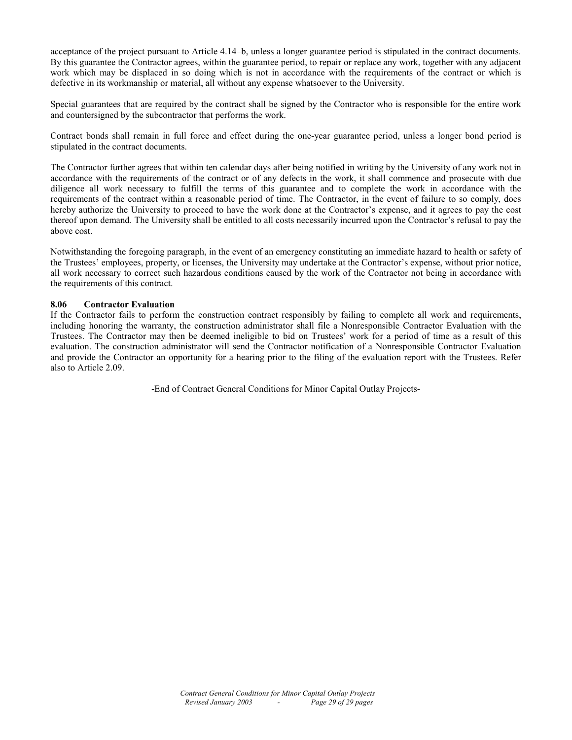acceptance of the project pursuant to Article 4.14–b, unless a longer guarantee period is stipulated in the contract documents. By this guarantee the Contractor agrees, within the guarantee period, to repair or replace any work, together with any adjacent work which may be displaced in so doing which is not in accordance with the requirements of the contract or which is defective in its workmanship or material, all without any expense whatsoever to the University.

Special guarantees that are required by the contract shall be signed by the Contractor who is responsible for the entire work and countersigned by the subcontractor that performs the work.

Contract bonds shall remain in full force and effect during the one-year guarantee period, unless a longer bond period is stipulated in the contract documents.

The Contractor further agrees that within ten calendar days after being notified in writing by the University of any work not in accordance with the requirements of the contract or of any defects in the work, it shall commence and prosecute with due diligence all work necessary to fulfill the terms of this guarantee and to complete the work in accordance with the requirements of the contract within a reasonable period of time. The Contractor, in the event of failure to so comply, does hereby authorize the University to proceed to have the work done at the Contractor's expense, and it agrees to pay the cost thereof upon demand. The University shall be entitled to all costs necessarily incurred upon the Contractor's refusal to pay the above cost.

Notwithstanding the foregoing paragraph, in the event of an emergency constituting an immediate hazard to health or safety of the Trustees' employees, property, or licenses, the University may undertake at the Contractor's expense, without prior notice, all work necessary to correct such hazardous conditions caused by the work of the Contractor not being in accordance with the requirements of this contract.

**8.06 Contractor Evaluation**

If the Contractor fails to perform the construction contract responsibly by failing to complete all work and requirements, including honoring the warranty, the construction administrator shall file a Nonresponsible Contractor Evaluation with the Trustees. The Contractor may then be deemed ineligible to bid on Trustees' work for a period of time as a result of this evaluation. The construction administrator will send the Contractor notification of a Nonresponsible Contractor Evaluation and provide the Contractor an opportunity for a hearing prior to the filing of the evaluation report with the Trustees. Refer also to Article 2.09.

-End of Contract General Conditions for Minor Capital Outlay Projects-